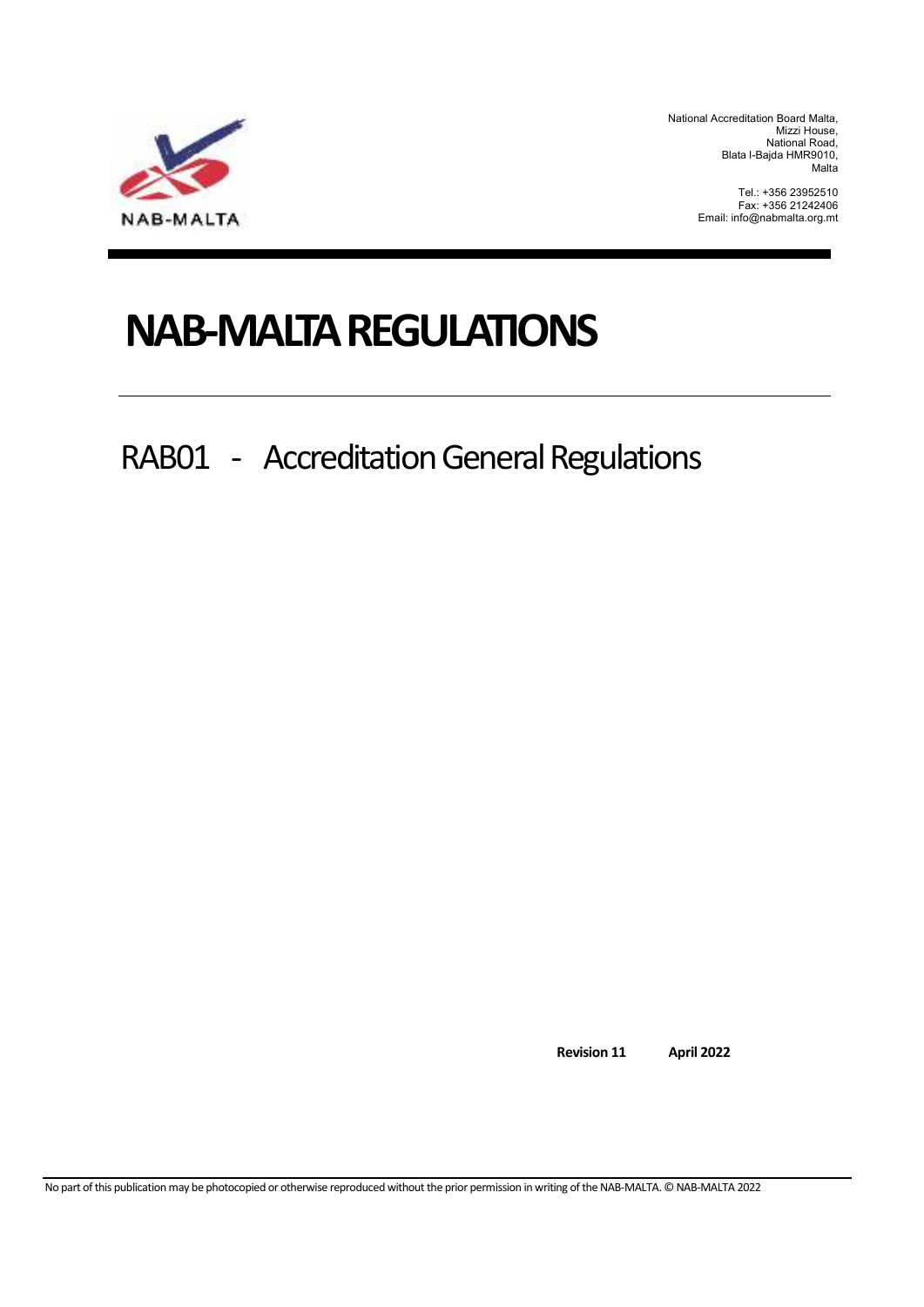NAB-MALTA

National Accreditation Board Malta,
Mizzi House,
National Road,
Blata l-Bajda HMR9010,
Malta

Tel.: +356 23952510
Fax: +356 21242406
Email: info@nabmalta.org.mt

# NAB-MALTA REGULATIONS

## RAB01 - Accreditation General Regulations

**Revision 11** **April 2022**

No part of this publication may be photocopied or otherwise reproduced without the prior permission in writing of the NAB-MALTA. © NAB-MALTA 2022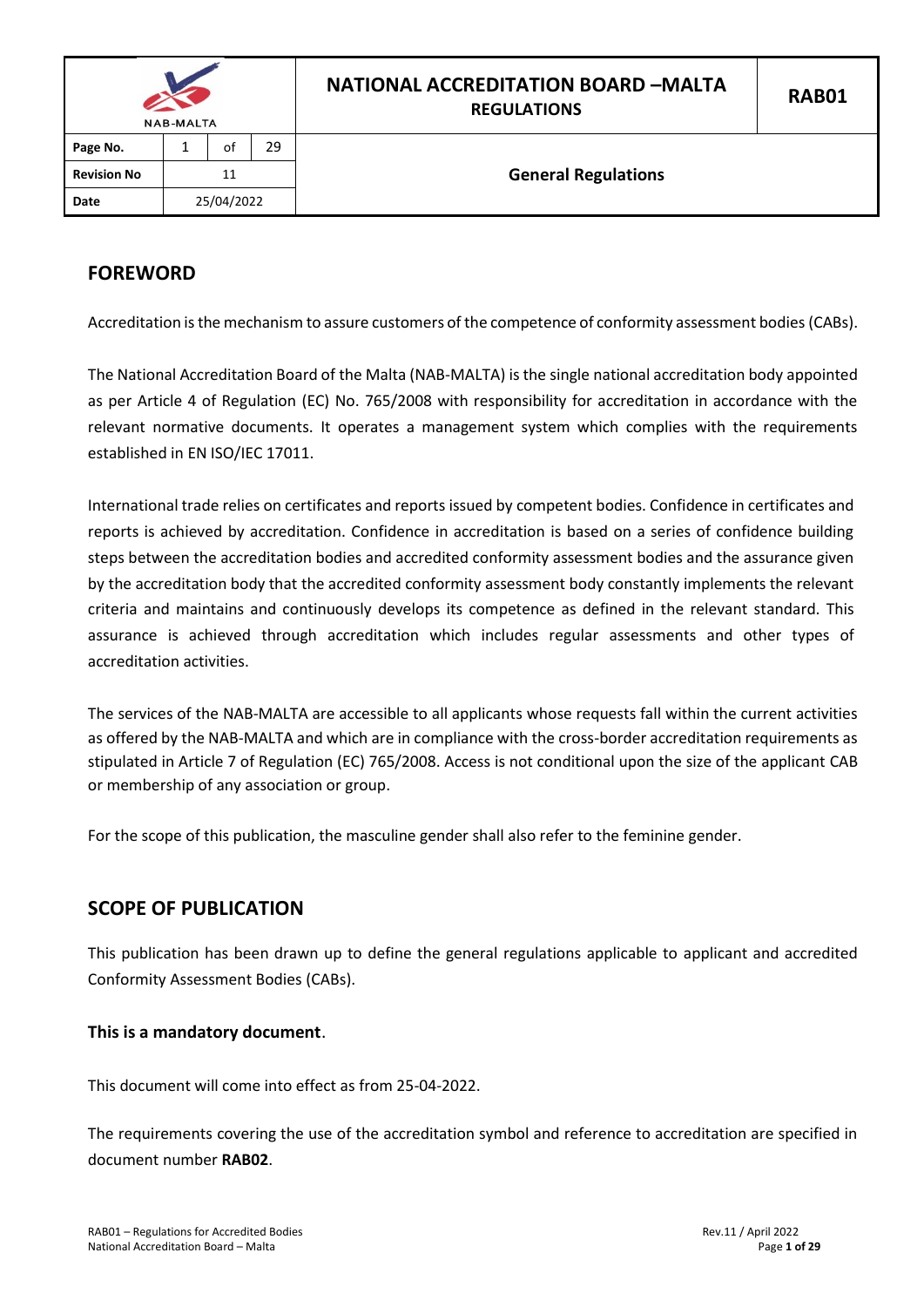## FOREWORD

Accreditation is the mechanism to assure customers of the competence of conformity assessment bodies (CABs).

The National Accreditation Board of the Malta (NAB-MALTA) is the single national accreditation body appointed as per Article 4 of Regulation (EC) No. 765/2008 with responsibility for accreditation in accordance with the relevant normative documents. It operates a management system which complies with the requirements established in EN ISO/IEC 17011.

International trade relies on certificates and reports issued by competent bodies. Confidence in certificates and reports is achieved by accreditation. Confidence in accreditation is based on a series of confidence building steps between the accreditation bodies and accredited conformity assessment bodies and the assurance given by the accreditation body that the accredited conformity assessment body constantly implements the relevant criteria and maintains and continuously develops its competence as defined in the relevant standard. This assurance is achieved through accreditation which includes regular assessments and other types of accreditation activities.

The services of the NAB-MALTA are accessible to all applicants whose requests fall within the current activities as offered by the NAB-MALTA and which are in compliance with the cross-border accreditation requirements as stipulated in Article 7 of Regulation (EC) 765/2008. Access is not conditional upon the size of the applicant CAB or membership of any association or group.

For the scope of this publication, the masculine gender shall also refer to the feminine gender.

## SCOPE OF PUBLICATION

This publication has been drawn up to define the general regulations applicable to applicant and accredited Conformity Assessment Bodies (CABs).

**This is a mandatory document**.

This document will come into effect as from 25-04-2022.

The requirements covering the use of the accreditation symbol and reference to accreditation are specified in document number **RAB02**.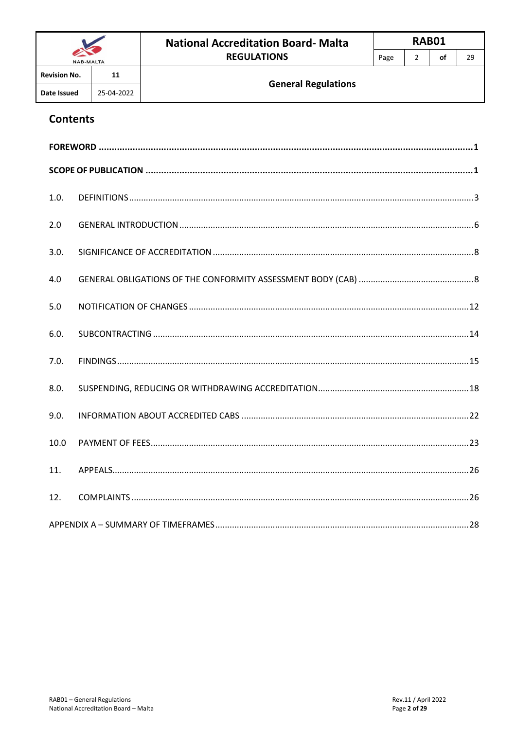## Contents

| | | |
|---|---|---|
| **FOREWORD** | | **1** |
| **SCOPE OF PUBLICATION** | | **1** |
| 1.0. | DEFINITIONS | 3 |
| 2.0 | GENERAL INTRODUCTION | 6 |
| 3.0. | SIGNIFICANCE OF ACCREDITATION | 8 |
| 4.0 | GENERAL OBLIGATIONS OF THE CONFORMITY ASSESSMENT BODY (CAB) | 8 |
| 5.0 | NOTIFICATION OF CHANGES | 12 |
| 6.0. | SUBCONTRACTING | 14 |
| 7.0. | FINDINGS | 15 |
| 8.0. | SUSPENDING, REDUCING OR WITHDRAWING ACCREDITATION | 18 |
| 9.0. | INFORMATION ABOUT ACCREDITED CABS | 22 |
| 10.0 | PAYMENT OF FEES | 23 |
| 11. | APPEALS | 26 |
| 12. | COMPLAINTS | 26 |
| APPENDIX A – SUMMARY OF TIMEFRAMES | | 28 |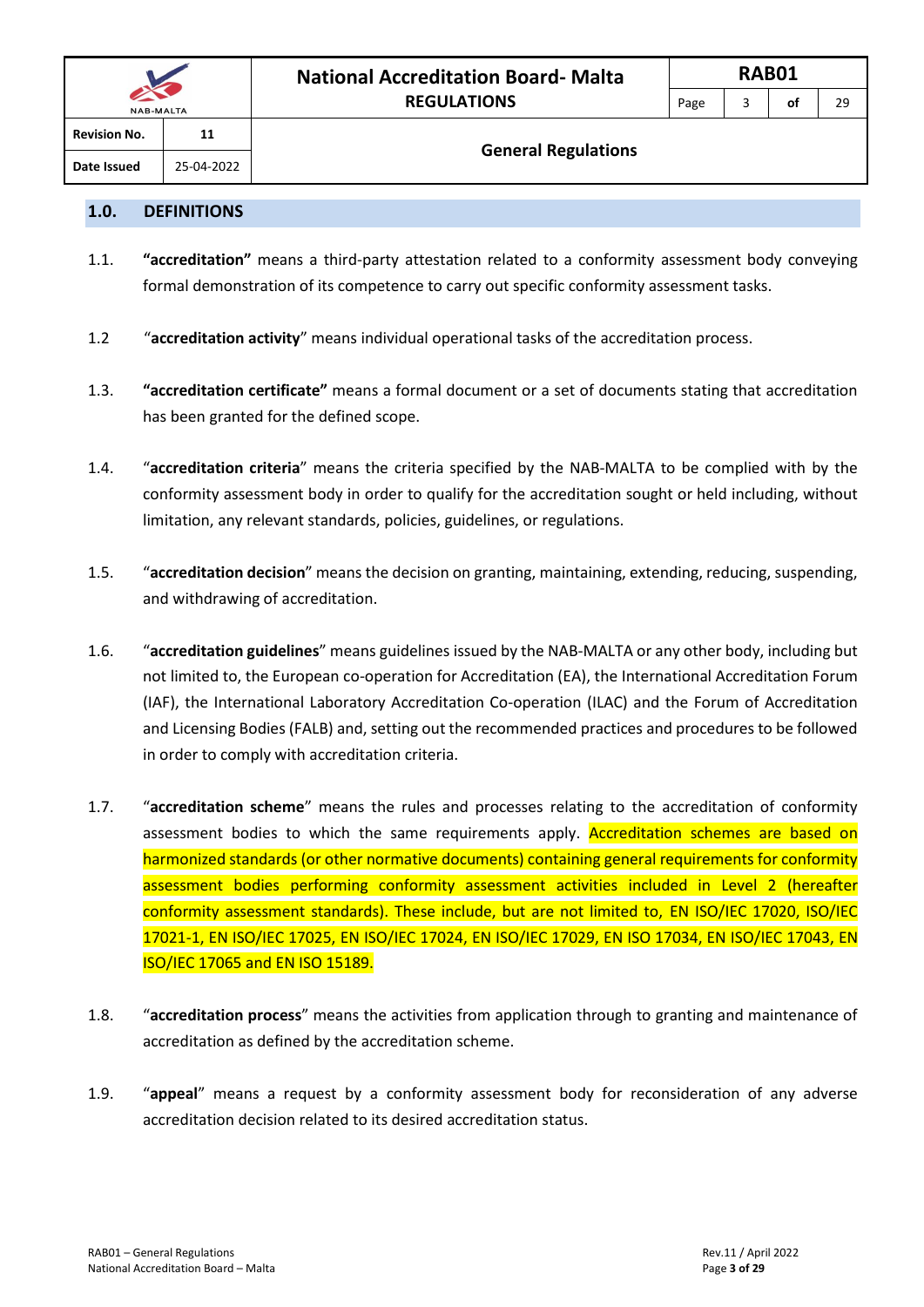## 1.0. DEFINITIONS

1.1. **"accreditation"** means a third-party attestation related to a conformity assessment body conveying formal demonstration of its competence to carry out specific conformity assessment tasks.

1.2 "**accreditation activity**" means individual operational tasks of the accreditation process.

1.3. **"accreditation certificate"** means a formal document or a set of documents stating that accreditation has been granted for the defined scope.

1.4. "**accreditation criteria**" means the criteria specified by the NAB-MALTA to be complied with by the conformity assessment body in order to qualify for the accreditation sought or held including, without limitation, any relevant standards, policies, guidelines, or regulations.

1.5. "**accreditation decision**" means the decision on granting, maintaining, extending, reducing, suspending, and withdrawing of accreditation.

1.6. "**accreditation guidelines**" means guidelines issued by the NAB-MALTA or any other body, including but not limited to, the European co-operation for Accreditation (EA), the International Accreditation Forum (IAF), the International Laboratory Accreditation Co-operation (ILAC) and the Forum of Accreditation and Licensing Bodies (FALB) and, setting out the recommended practices and procedures to be followed in order to comply with accreditation criteria.

1.7. "**accreditation scheme**" means the rules and processes relating to the accreditation of conformity assessment bodies to which the same requirements apply. Accreditation schemes are based on harmonized standards (or other normative documents) containing general requirements for conformity assessment bodies performing conformity assessment activities included in Level 2 (hereafter conformity assessment standards). These include, but are not limited to, EN ISO/IEC 17020, ISO/IEC 17021-1, EN ISO/IEC 17025, EN ISO/IEC 17024, EN ISO/IEC 17029, EN ISO 17034, EN ISO/IEC 17043, EN ISO/IEC 17065 and EN ISO 15189.

1.8. "**accreditation process**" means the activities from application through to granting and maintenance of accreditation as defined by the accreditation scheme.

1.9. "**appeal**" means a request by a conformity assessment body for reconsideration of any adverse accreditation decision related to its desired accreditation status.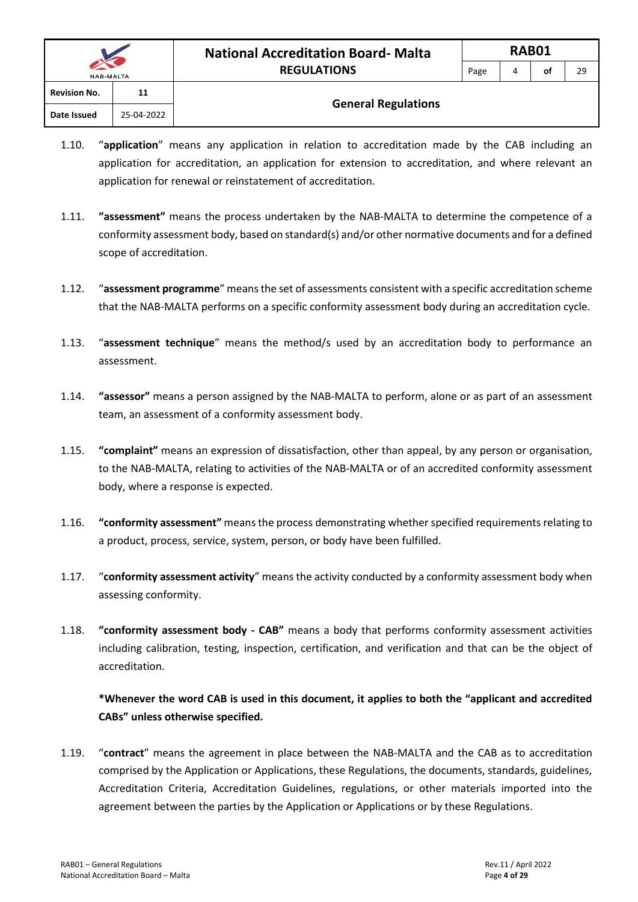1.10. "**application**" means any application in relation to accreditation made by the CAB including an application for accreditation, an application for extension to accreditation, and where relevant an application for renewal or reinstatement of accreditation.

1.11. **"assessment"** means the process undertaken by the NAB-MALTA to determine the competence of a conformity assessment body, based on standard(s) and/or other normative documents and for a defined scope of accreditation.

1.12. "**assessment programme**" means the set of assessments consistent with a specific accreditation scheme that the NAB-MALTA performs on a specific conformity assessment body during an accreditation cycle.

1.13. "**assessment technique**" means the method/s used by an accreditation body to performance an assessment.

1.14. **"assessor"** means a person assigned by the NAB-MALTA to perform, alone or as part of an assessment team, an assessment of a conformity assessment body.

1.15. **"complaint"** means an expression of dissatisfaction, other than appeal, by any person or organisation, to the NAB-MALTA, relating to activities of the NAB-MALTA or of an accredited conformity assessment body, where a response is expected.

1.16. **"conformity assessment"** means the process demonstrating whether specified requirements relating to a product, process, service, system, person, or body have been fulfilled.

1.17. "**conformity assessment activity**" means the activity conducted by a conformity assessment body when assessing conformity.

1.18. **"conformity assessment body - CAB"** means a body that performs conformity assessment activities including calibration, testing, inspection, certification, and verification and that can be the object of accreditation.

**\*Whenever the word CAB is used in this document, it applies to both the "applicant and accredited CABs" unless otherwise specified.**

1.19. "**contract**" means the agreement in place between the NAB-MALTA and the CAB as to accreditation comprised by the Application or Applications, these Regulations, the documents, standards, guidelines, Accreditation Criteria, Accreditation Guidelines, regulations, or other materials imported into the agreement between the parties by the Application or Applications or by these Regulations.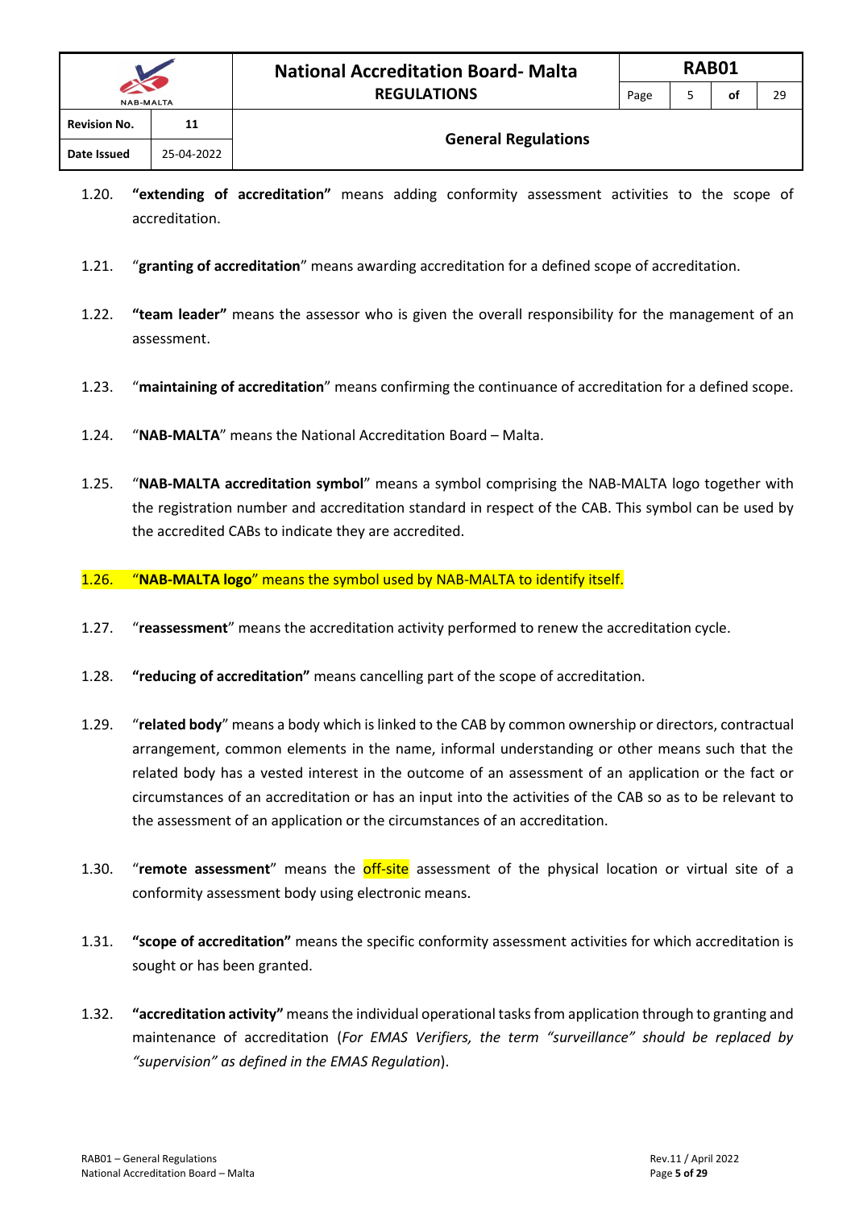1.20. **"extending of accreditation"** means adding conformity assessment activities to the scope of accreditation.

1.21. "**granting of accreditation**" means awarding accreditation for a defined scope of accreditation.

1.22. **"team leader"** means the assessor who is given the overall responsibility for the management of an assessment.

1.23. "**maintaining of accreditation**" means confirming the continuance of accreditation for a defined scope.

1.24. "**NAB-MALTA**" means the National Accreditation Board – Malta.

1.25. "**NAB-MALTA accreditation symbol**" means a symbol comprising the NAB-MALTA logo together with the registration number and accreditation standard in respect of the CAB. This symbol can be used by the accredited CABs to indicate they are accredited.

1.26. "**NAB-MALTA logo**" means the symbol used by NAB-MALTA to identify itself.

1.27. "**reassessment**" means the accreditation activity performed to renew the accreditation cycle.

1.28. **"reducing of accreditation"** means cancelling part of the scope of accreditation.

1.29. "**related body**" means a body which is linked to the CAB by common ownership or directors, contractual arrangement, common elements in the name, informal understanding or other means such that the related body has a vested interest in the outcome of an assessment of an application or the fact or circumstances of an accreditation or has an input into the activities of the CAB so as to be relevant to the assessment of an application or the circumstances of an accreditation.

1.30. "**remote assessment**" means the off-site assessment of the physical location or virtual site of a conformity assessment body using electronic means.

1.31. **"scope of accreditation"** means the specific conformity assessment activities for which accreditation is sought or has been granted.

1.32. **"accreditation activity"** means the individual operational tasks from application through to granting and maintenance of accreditation (*For EMAS Verifiers, the term "surveillance" should be replaced by "supervision" as defined in the EMAS Regulation*).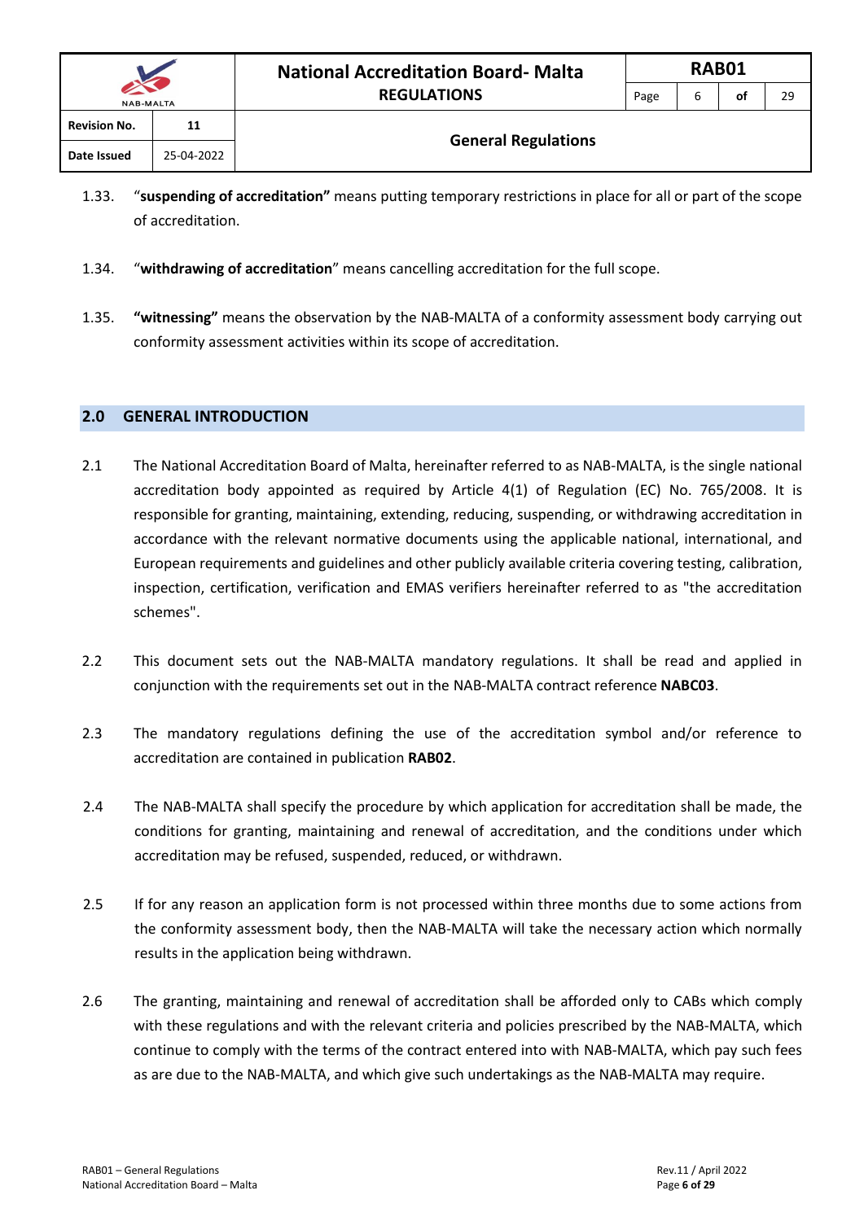1.33. "**suspending of accreditation"** means putting temporary restrictions in place for all or part of the scope of accreditation.

1.34. "**withdrawing of accreditation**" means cancelling accreditation for the full scope.

1.35. **"witnessing"** means the observation by the NAB-MALTA of a conformity assessment body carrying out conformity assessment activities within its scope of accreditation.

## 2.0 GENERAL INTRODUCTION

2.1 The National Accreditation Board of Malta, hereinafter referred to as NAB-MALTA, is the single national accreditation body appointed as required by Article 4(1) of Regulation (EC) No. 765/2008. It is responsible for granting, maintaining, extending, reducing, suspending, or withdrawing accreditation in accordance with the relevant normative documents using the applicable national, international, and European requirements and guidelines and other publicly available criteria covering testing, calibration, inspection, certification, verification and EMAS verifiers hereinafter referred to as "the accreditation schemes".

2.2 This document sets out the NAB-MALTA mandatory regulations. It shall be read and applied in conjunction with the requirements set out in the NAB-MALTA contract reference **NABC03**.

2.3 The mandatory regulations defining the use of the accreditation symbol and/or reference to accreditation are contained in publication **RAB02**.

2.4 The NAB-MALTA shall specify the procedure by which application for accreditation shall be made, the conditions for granting, maintaining and renewal of accreditation, and the conditions under which accreditation may be refused, suspended, reduced, or withdrawn.

2.5 If for any reason an application form is not processed within three months due to some actions from the conformity assessment body, then the NAB-MALTA will take the necessary action which normally results in the application being withdrawn.

2.6 The granting, maintaining and renewal of accreditation shall be afforded only to CABs which comply with these regulations and with the relevant criteria and policies prescribed by the NAB-MALTA, which continue to comply with the terms of the contract entered into with NAB-MALTA, which pay such fees as are due to the NAB-MALTA, and which give such undertakings as the NAB-MALTA may require.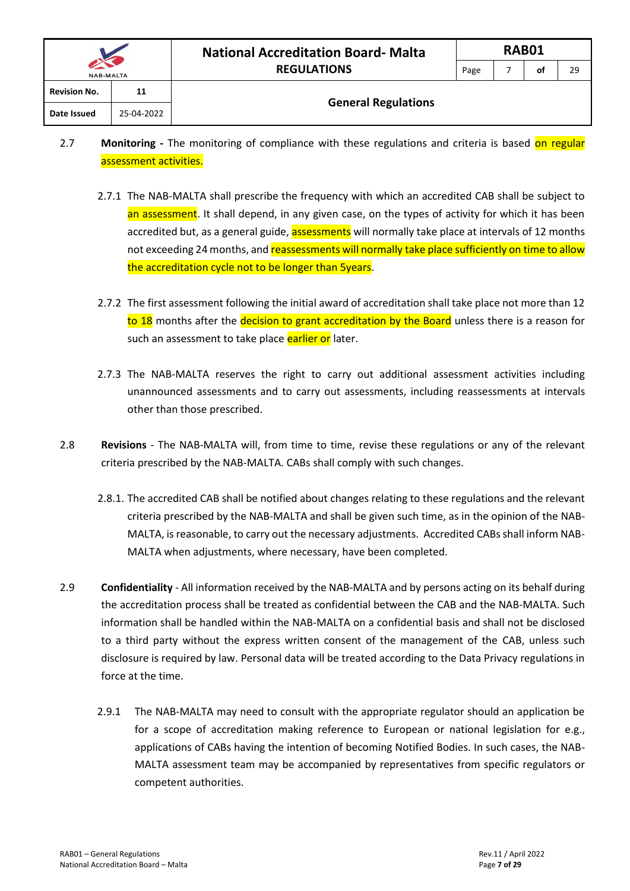2.7 **Monitoring -** The monitoring of compliance with these regulations and criteria is based on regular assessment activities.

2.7.1 The NAB-MALTA shall prescribe the frequency with which an accredited CAB shall be subject to an assessment. It shall depend, in any given case, on the types of activity for which it has been accredited but, as a general guide, assessments will normally take place at intervals of 12 months not exceeding 24 months, and reassessments will normally take place sufficiently on time to allow the accreditation cycle not to be longer than 5years.

2.7.2 The first assessment following the initial award of accreditation shall take place not more than 12 to 18 months after the decision to grant accreditation by the Board unless there is a reason for such an assessment to take place earlier or later.

2.7.3 The NAB-MALTA reserves the right to carry out additional assessment activities including unannounced assessments and to carry out assessments, including reassessments at intervals other than those prescribed.

2.8 **Revisions** - The NAB-MALTA will, from time to time, revise these regulations or any of the relevant criteria prescribed by the NAB-MALTA. CABs shall comply with such changes.

2.8.1. The accredited CAB shall be notified about changes relating to these regulations and the relevant criteria prescribed by the NAB-MALTA and shall be given such time, as in the opinion of the NAB-MALTA, is reasonable, to carry out the necessary adjustments. Accredited CABs shall inform NAB-MALTA when adjustments, where necessary, have been completed.

2.9 **Confidentiality** - All information received by the NAB-MALTA and by persons acting on its behalf during the accreditation process shall be treated as confidential between the CAB and the NAB-MALTA. Such information shall be handled within the NAB-MALTA on a confidential basis and shall not be disclosed to a third party without the express written consent of the management of the CAB, unless such disclosure is required by law. Personal data will be treated according to the Data Privacy regulations in force at the time.

2.9.1 The NAB-MALTA may need to consult with the appropriate regulator should an application be for a scope of accreditation making reference to European or national legislation for e.g., applications of CABs having the intention of becoming Notified Bodies. In such cases, the NAB-MALTA assessment team may be accompanied by representatives from specific regulators or competent authorities.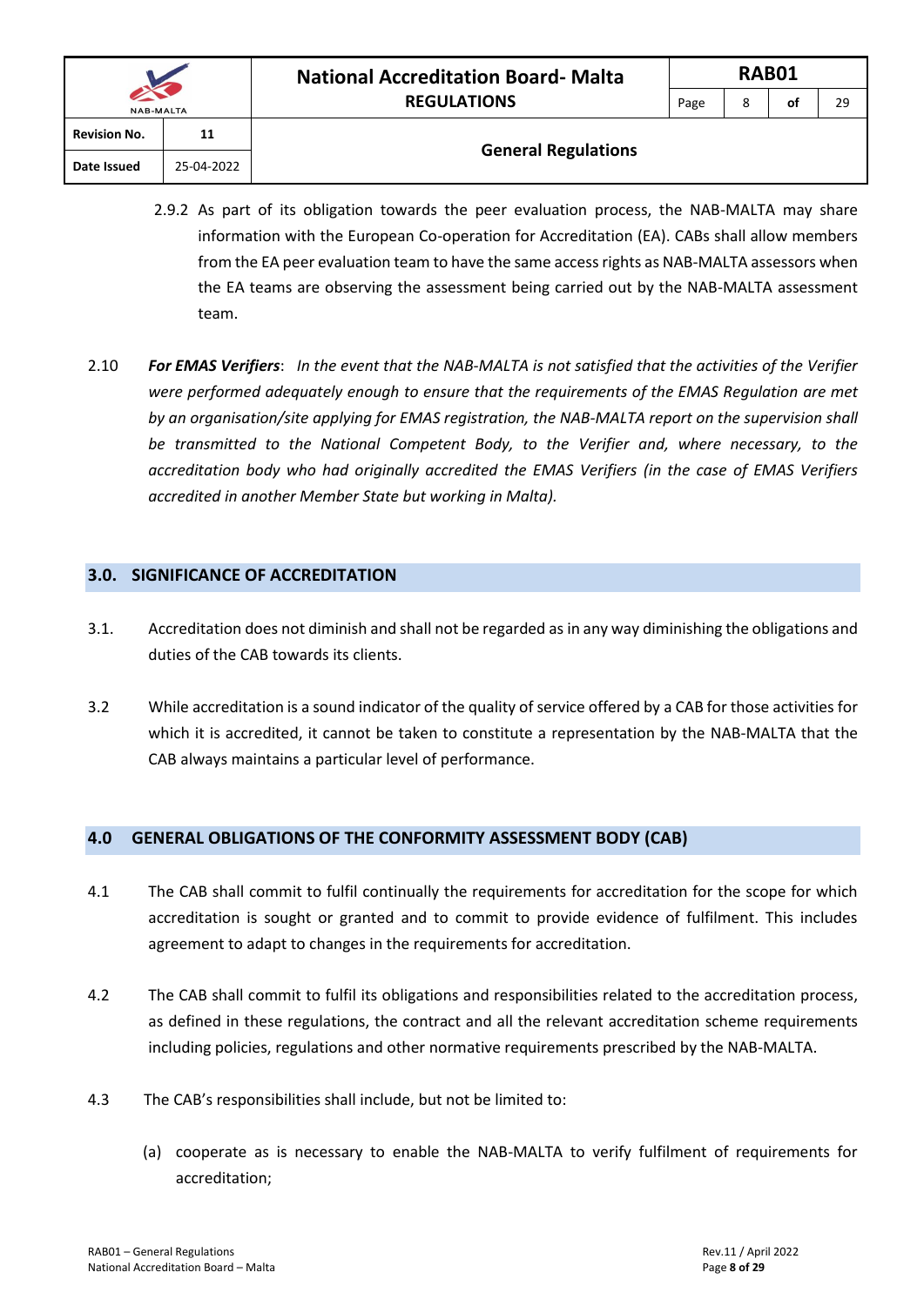2.9.2 As part of its obligation towards the peer evaluation process, the NAB-MALTA may share information with the European Co-operation for Accreditation (EA). CABs shall allow members from the EA peer evaluation team to have the same access rights as NAB-MALTA assessors when the EA teams are observing the assessment being carried out by the NAB-MALTA assessment team.

2.10 ***For EMAS Verifiers***: *In the event that the NAB-MALTA is not satisfied that the activities of the Verifier were performed adequately enough to ensure that the requirements of the EMAS Regulation are met by an organisation/site applying for EMAS registration, the NAB-MALTA report on the supervision shall be transmitted to the National Competent Body, to the Verifier and, where necessary, to the accreditation body who had originally accredited the EMAS Verifiers (in the case of EMAS Verifiers accredited in another Member State but working in Malta).*

## 3.0. SIGNIFICANCE OF ACCREDITATION

3.1. Accreditation does not diminish and shall not be regarded as in any way diminishing the obligations and duties of the CAB towards its clients.

3.2 While accreditation is a sound indicator of the quality of service offered by a CAB for those activities for which it is accredited, it cannot be taken to constitute a representation by the NAB-MALTA that the CAB always maintains a particular level of performance.

## 4.0 GENERAL OBLIGATIONS OF THE CONFORMITY ASSESSMENT BODY (CAB)

4.1 The CAB shall commit to fulfil continually the requirements for accreditation for the scope for which accreditation is sought or granted and to commit to provide evidence of fulfilment. This includes agreement to adapt to changes in the requirements for accreditation.

4.2 The CAB shall commit to fulfil its obligations and responsibilities related to the accreditation process, as defined in these regulations, the contract and all the relevant accreditation scheme requirements including policies, regulations and other normative requirements prescribed by the NAB-MALTA.

4.3 The CAB's responsibilities shall include, but not be limited to:

(a) cooperate as is necessary to enable the NAB-MALTA to verify fulfilment of requirements for accreditation;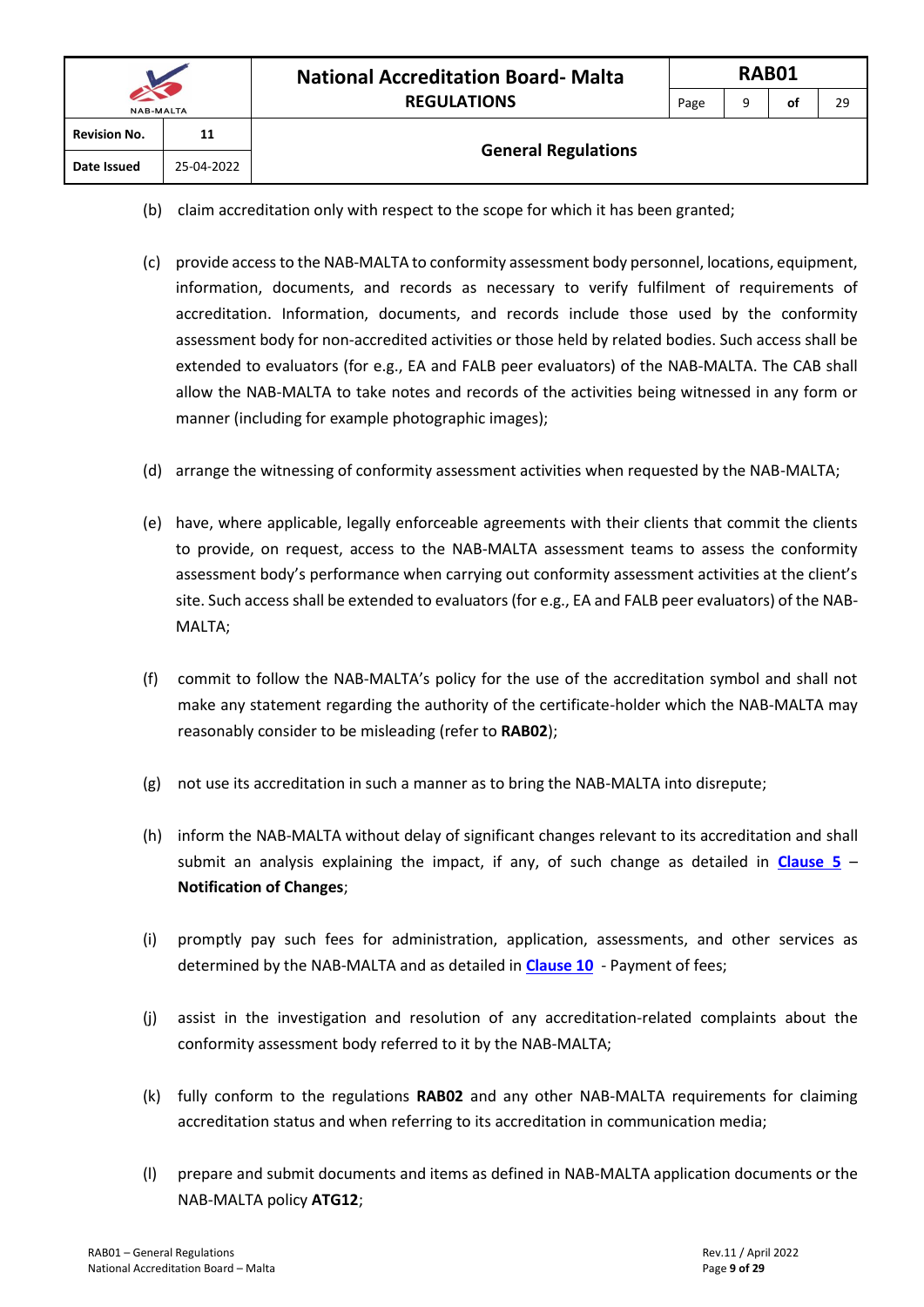(b) claim accreditation only with respect to the scope for which it has been granted;

(c) provide access to the NAB-MALTA to conformity assessment body personnel, locations, equipment, information, documents, and records as necessary to verify fulfilment of requirements of accreditation. Information, documents, and records include those used by the conformity assessment body for non-accredited activities or those held by related bodies. Such access shall be extended to evaluators (for e.g., EA and FALB peer evaluators) of the NAB-MALTA. The CAB shall allow the NAB-MALTA to take notes and records of the activities being witnessed in any form or manner (including for example photographic images);

(d) arrange the witnessing of conformity assessment activities when requested by the NAB-MALTA;

(e) have, where applicable, legally enforceable agreements with their clients that commit the clients to provide, on request, access to the NAB-MALTA assessment teams to assess the conformity assessment body's performance when carrying out conformity assessment activities at the client's site. Such access shall be extended to evaluators (for e.g., EA and FALB peer evaluators) of the NAB-MALTA;

(f) commit to follow the NAB-MALTA's policy for the use of the accreditation symbol and shall not make any statement regarding the authority of the certificate-holder which the NAB-MALTA may reasonably consider to be misleading (refer to **RAB02**);

(g) not use its accreditation in such a manner as to bring the NAB-MALTA into disrepute;

(h) inform the NAB-MALTA without delay of significant changes relevant to its accreditation and shall submit an analysis explaining the impact, if any, of such change as detailed in **Clause 5** – **Notification of Changes**;

(i) promptly pay such fees for administration, application, assessments, and other services as determined by the NAB-MALTA and as detailed in **Clause 10** - Payment of fees;

(j) assist in the investigation and resolution of any accreditation-related complaints about the conformity assessment body referred to it by the NAB-MALTA;

(k) fully conform to the regulations **RAB02** and any other NAB-MALTA requirements for claiming accreditation status and when referring to its accreditation in communication media;

(l) prepare and submit documents and items as defined in NAB-MALTA application documents or the NAB-MALTA policy **ATG12**;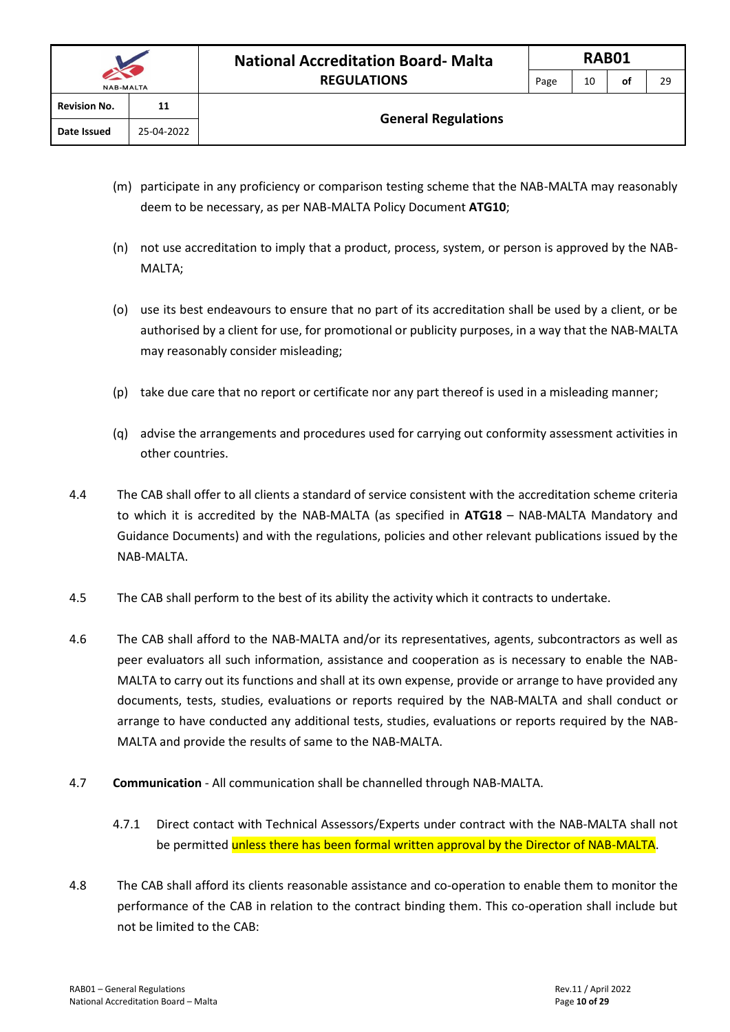(m) participate in any proficiency or comparison testing scheme that the NAB-MALTA may reasonably deem to be necessary, as per NAB-MALTA Policy Document **ATG10**;

(n) not use accreditation to imply that a product, process, system, or person is approved by the NAB-MALTA;

(o) use its best endeavours to ensure that no part of its accreditation shall be used by a client, or be authorised by a client for use, for promotional or publicity purposes, in a way that the NAB-MALTA may reasonably consider misleading;

(p) take due care that no report or certificate nor any part thereof is used in a misleading manner;

(q) advise the arrangements and procedures used for carrying out conformity assessment activities in other countries.

4.4 The CAB shall offer to all clients a standard of service consistent with the accreditation scheme criteria to which it is accredited by the NAB-MALTA (as specified in **ATG18** – NAB-MALTA Mandatory and Guidance Documents) and with the regulations, policies and other relevant publications issued by the NAB-MALTA.

4.5 The CAB shall perform to the best of its ability the activity which it contracts to undertake.

4.6 The CAB shall afford to the NAB-MALTA and/or its representatives, agents, subcontractors as well as peer evaluators all such information, assistance and cooperation as is necessary to enable the NAB-MALTA to carry out its functions and shall at its own expense, provide or arrange to have provided any documents, tests, studies, evaluations or reports required by the NAB-MALTA and shall conduct or arrange to have conducted any additional tests, studies, evaluations or reports required by the NAB-MALTA and provide the results of same to the NAB-MALTA.

4.7 **Communication** - All communication shall be channelled through NAB-MALTA.

4.7.1 Direct contact with Technical Assessors/Experts under contract with the NAB-MALTA shall not be permitted unless there has been formal written approval by the Director of NAB-MALTA.

4.8 The CAB shall afford its clients reasonable assistance and co-operation to enable them to monitor the performance of the CAB in relation to the contract binding them. This co-operation shall include but not be limited to the CAB: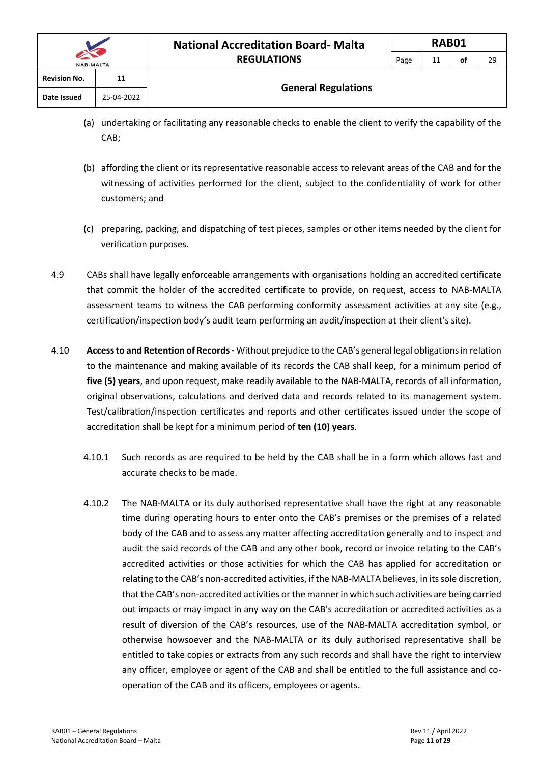(a) undertaking or facilitating any reasonable checks to enable the client to verify the capability of the CAB;

(b) affording the client or its representative reasonable access to relevant areas of the CAB and for the witnessing of activities performed for the client, subject to the confidentiality of work for other customers; and

(c) preparing, packing, and dispatching of test pieces, samples or other items needed by the client for verification purposes.

4.9 CABs shall have legally enforceable arrangements with organisations holding an accredited certificate that commit the holder of the accredited certificate to provide, on request, access to NAB-MALTA assessment teams to witness the CAB performing conformity assessment activities at any site (e.g., certification/inspection body's audit team performing an audit/inspection at their client's site).

4.10 **Access to and Retention of Records -** Without prejudice to the CAB's general legal obligations in relation to the maintenance and making available of its records the CAB shall keep, for a minimum period of **five (5) years**, and upon request, make readily available to the NAB-MALTA, records of all information, original observations, calculations and derived data and records related to its management system. Test/calibration/inspection certificates and reports and other certificates issued under the scope of accreditation shall be kept for a minimum period of **ten (10) years**.

4.10.1 Such records as are required to be held by the CAB shall be in a form which allows fast and accurate checks to be made.

4.10.2 The NAB-MALTA or its duly authorised representative shall have the right at any reasonable time during operating hours to enter onto the CAB's premises or the premises of a related body of the CAB and to assess any matter affecting accreditation generally and to inspect and audit the said records of the CAB and any other book, record or invoice relating to the CAB's accredited activities or those activities for which the CAB has applied for accreditation or relating to the CAB's non-accredited activities, if the NAB-MALTA believes, in its sole discretion, that the CAB's non-accredited activities or the manner in which such activities are being carried out impacts or may impact in any way on the CAB's accreditation or accredited activities as a result of diversion of the CAB's resources, use of the NAB-MALTA accreditation symbol, or otherwise howsoever and the NAB-MALTA or its duly authorised representative shall be entitled to take copies or extracts from any such records and shall have the right to interview any officer, employee or agent of the CAB and shall be entitled to the full assistance and co-operation of the CAB and its officers, employees or agents.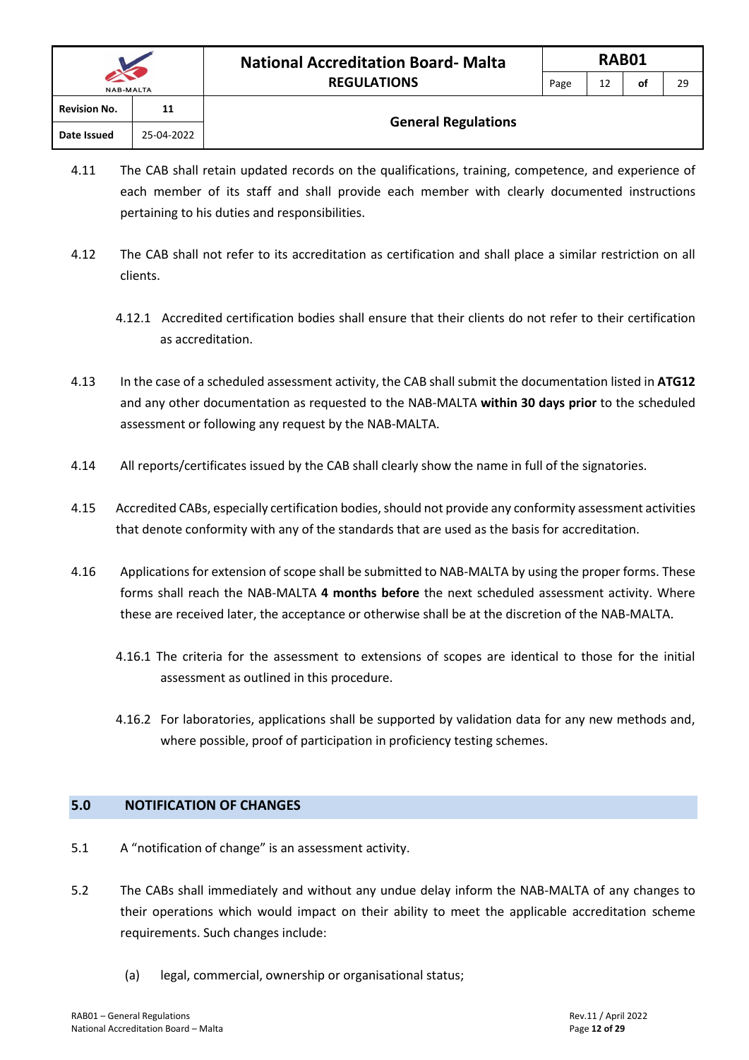4.11 The CAB shall retain updated records on the qualifications, training, competence, and experience of each member of its staff and shall provide each member with clearly documented instructions pertaining to his duties and responsibilities.

4.12 The CAB shall not refer to its accreditation as certification and shall place a similar restriction on all clients.

4.12.1 Accredited certification bodies shall ensure that their clients do not refer to their certification as accreditation.

4.13 In the case of a scheduled assessment activity, the CAB shall submit the documentation listed in **ATG12** and any other documentation as requested to the NAB-MALTA **within 30 days prior** to the scheduled assessment or following any request by the NAB-MALTA.

4.14 All reports/certificates issued by the CAB shall clearly show the name in full of the signatories.

4.15 Accredited CABs, especially certification bodies, should not provide any conformity assessment activities that denote conformity with any of the standards that are used as the basis for accreditation.

4.16 Applications for extension of scope shall be submitted to NAB-MALTA by using the proper forms. These forms shall reach the NAB-MALTA **4 months before** the next scheduled assessment activity. Where these are received later, the acceptance or otherwise shall be at the discretion of the NAB-MALTA.

4.16.1 The criteria for the assessment to extensions of scopes are identical to those for the initial assessment as outlined in this procedure.

4.16.2 For laboratories, applications shall be supported by validation data for any new methods and, where possible, proof of participation in proficiency testing schemes.

## 5.0 NOTIFICATION OF CHANGES

5.1 A "notification of change" is an assessment activity.

5.2 The CABs shall immediately and without any undue delay inform the NAB-MALTA of any changes to their operations which would impact on their ability to meet the applicable accreditation scheme requirements. Such changes include:

(a) legal, commercial, ownership or organisational status;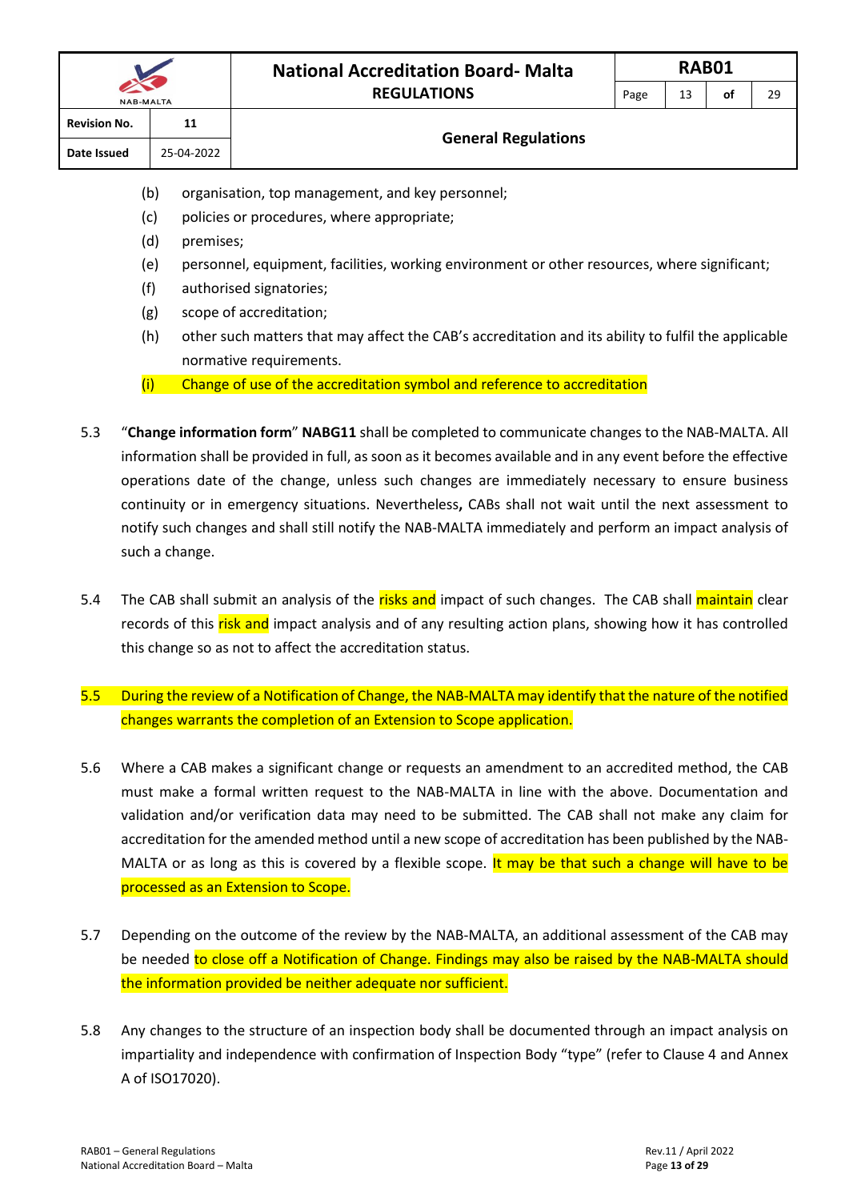(b) organisation, top management, and key personnel;

(c) policies or procedures, where appropriate;

(d) premises;

(e) personnel, equipment, facilities, working environment or other resources, where significant;

(f) authorised signatories;

(g) scope of accreditation;

(h) other such matters that may affect the CAB's accreditation and its ability to fulfil the applicable normative requirements.

(i) Change of use of the accreditation symbol and reference to accreditation

5.3 "**Change information form**" **NABG11** shall be completed to communicate changes to the NAB-MALTA. All information shall be provided in full, as soon as it becomes available and in any event before the effective operations date of the change, unless such changes are immediately necessary to ensure business continuity or in emergency situations. Nevertheless**,** CABs shall not wait until the next assessment to notify such changes and shall still notify the NAB-MALTA immediately and perform an impact analysis of such a change.

5.4 The CAB shall submit an analysis of the risks and impact of such changes. The CAB shall maintain clear records of this risk and impact analysis and of any resulting action plans, showing how it has controlled this change so as not to affect the accreditation status.

5.5 During the review of a Notification of Change, the NAB-MALTA may identify that the nature of the notified changes warrants the completion of an Extension to Scope application.

5.6 Where a CAB makes a significant change or requests an amendment to an accredited method, the CAB must make a formal written request to the NAB-MALTA in line with the above. Documentation and validation and/or verification data may need to be submitted. The CAB shall not make any claim for accreditation for the amended method until a new scope of accreditation has been published by the NAB-MALTA or as long as this is covered by a flexible scope. It may be that such a change will have to be processed as an Extension to Scope.

5.7 Depending on the outcome of the review by the NAB-MALTA, an additional assessment of the CAB may be needed to close off a Notification of Change. Findings may also be raised by the NAB-MALTA should the information provided be neither adequate nor sufficient.

5.8 Any changes to the structure of an inspection body shall be documented through an impact analysis on impartiality and independence with confirmation of Inspection Body "type" (refer to Clause 4 and Annex A of ISO17020).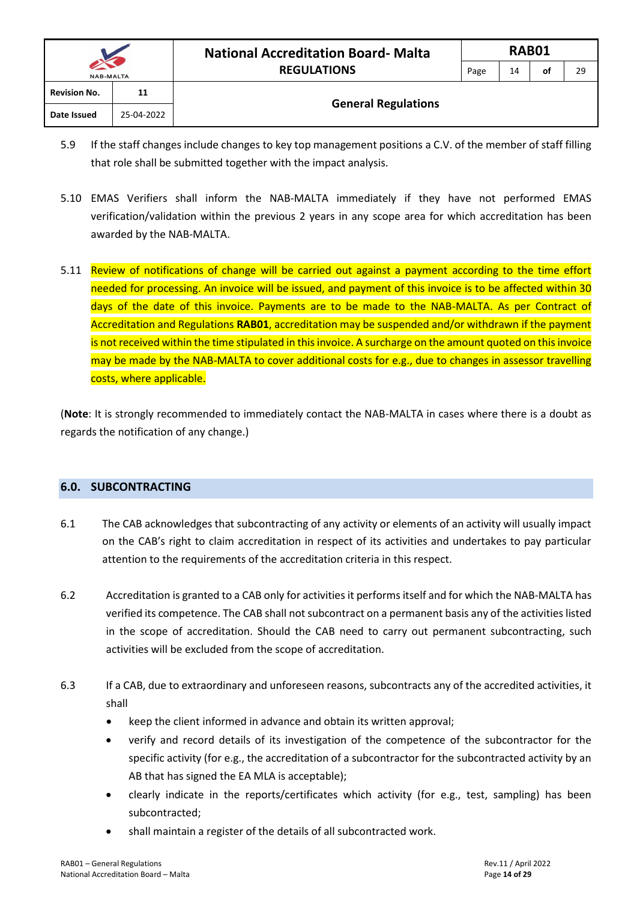5.9 If the staff changes include changes to key top management positions a C.V. of the member of staff filling that role shall be submitted together with the impact analysis.

5.10 EMAS Verifiers shall inform the NAB-MALTA immediately if they have not performed EMAS verification/validation within the previous 2 years in any scope area for which accreditation has been awarded by the NAB-MALTA.

5.11 Review of notifications of change will be carried out against a payment according to the time effort needed for processing. An invoice will be issued, and payment of this invoice is to be affected within 30 days of the date of this invoice. Payments are to be made to the NAB-MALTA. As per Contract of Accreditation and Regulations **RAB01**, accreditation may be suspended and/or withdrawn if the payment is not received within the time stipulated in this invoice. A surcharge on the amount quoted on this invoice may be made by the NAB-MALTA to cover additional costs for e.g., due to changes in assessor travelling costs, where applicable.

(**Note**: It is strongly recommended to immediately contact the NAB-MALTA in cases where there is a doubt as regards the notification of any change.)

## 6.0. SUBCONTRACTING

6.1 The CAB acknowledges that subcontracting of any activity or elements of an activity will usually impact on the CAB's right to claim accreditation in respect of its activities and undertakes to pay particular attention to the requirements of the accreditation criteria in this respect.

6.2 Accreditation is granted to a CAB only for activities it performs itself and for which the NAB-MALTA has verified its competence. The CAB shall not subcontract on a permanent basis any of the activities listed in the scope of accreditation. Should the CAB need to carry out permanent subcontracting, such activities will be excluded from the scope of accreditation.

6.3 If a CAB, due to extraordinary and unforeseen reasons, subcontracts any of the accredited activities, it shall

- keep the client informed in advance and obtain its written approval;
- verify and record details of its investigation of the competence of the subcontractor for the specific activity (for e.g., the accreditation of a subcontractor for the subcontracted activity by an AB that has signed the EA MLA is acceptable);
- clearly indicate in the reports/certificates which activity (for e.g., test, sampling) has been subcontracted;
- shall maintain a register of the details of all subcontracted work.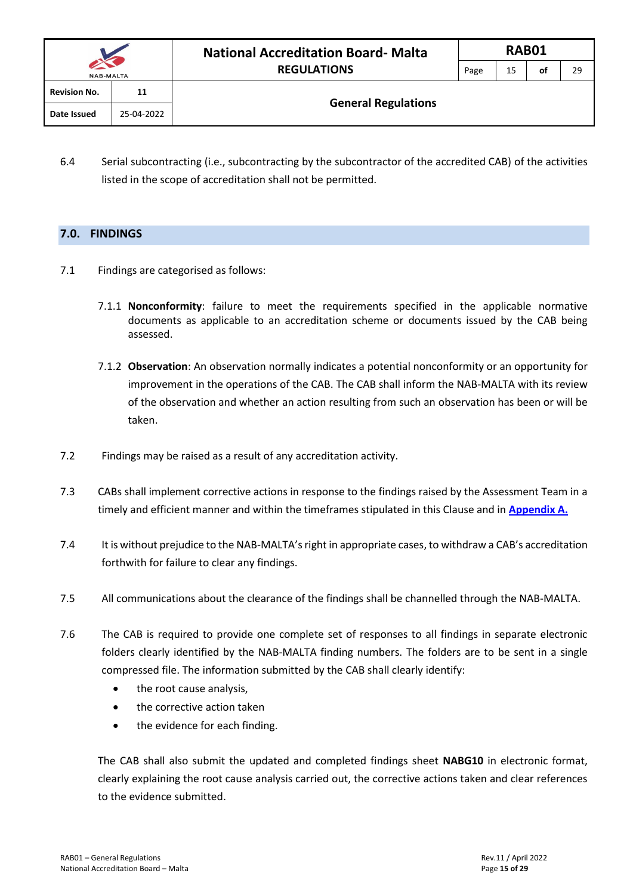6.4 Serial subcontracting (i.e., subcontracting by the subcontractor of the accredited CAB) of the activities listed in the scope of accreditation shall not be permitted.

## 7.0. FINDINGS

7.1 Findings are categorised as follows:

7.1.1 **Nonconformity**: failure to meet the requirements specified in the applicable normative documents as applicable to an accreditation scheme or documents issued by the CAB being assessed.

7.1.2 **Observation**: An observation normally indicates a potential nonconformity or an opportunity for improvement in the operations of the CAB. The CAB shall inform the NAB-MALTA with its review of the observation and whether an action resulting from such an observation has been or will be taken.

7.2 Findings may be raised as a result of any accreditation activity.

7.3 CABs shall implement corrective actions in response to the findings raised by the Assessment Team in a timely and efficient manner and within the timeframes stipulated in this Clause and in **Appendix A.**

7.4 It is without prejudice to the NAB-MALTA's right in appropriate cases, to withdraw a CAB's accreditation forthwith for failure to clear any findings.

7.5 All communications about the clearance of the findings shall be channelled through the NAB-MALTA.

7.6 The CAB is required to provide one complete set of responses to all findings in separate electronic folders clearly identified by the NAB-MALTA finding numbers. The folders are to be sent in a single compressed file. The information submitted by the CAB shall clearly identify:

- the root cause analysis,
- the corrective action taken
- the evidence for each finding.

The CAB shall also submit the updated and completed findings sheet **NABG10** in electronic format, clearly explaining the root cause analysis carried out, the corrective actions taken and clear references to the evidence submitted.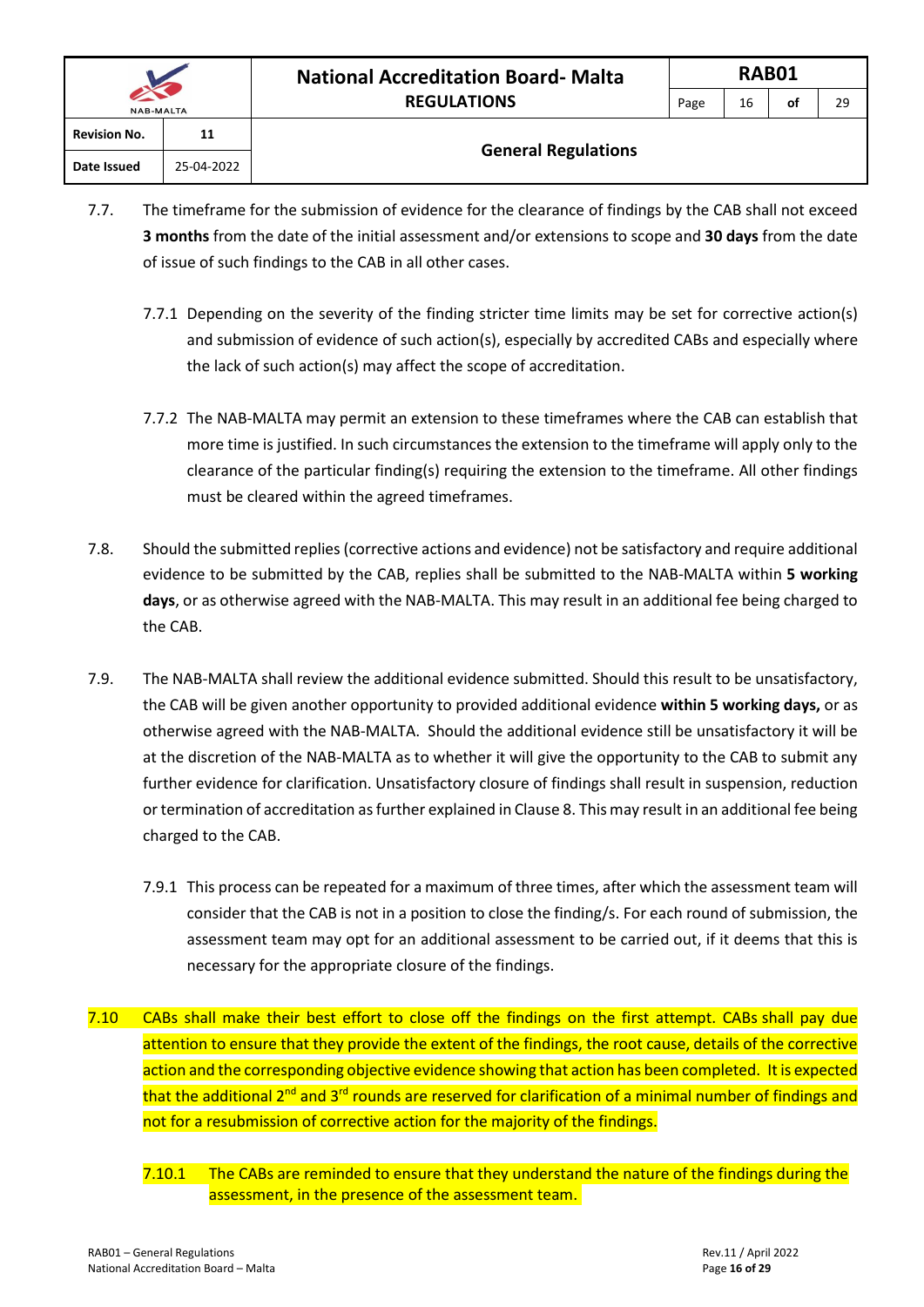7.7. The timeframe for the submission of evidence for the clearance of findings by the CAB shall not exceed **3 months** from the date of the initial assessment and/or extensions to scope and **30 days** from the date of issue of such findings to the CAB in all other cases.

7.7.1 Depending on the severity of the finding stricter time limits may be set for corrective action(s) and submission of evidence of such action(s), especially by accredited CABs and especially where the lack of such action(s) may affect the scope of accreditation.

7.7.2 The NAB-MALTA may permit an extension to these timeframes where the CAB can establish that more time is justified. In such circumstances the extension to the timeframe will apply only to the clearance of the particular finding(s) requiring the extension to the timeframe. All other findings must be cleared within the agreed timeframes.

7.8. Should the submitted replies (corrective actions and evidence) not be satisfactory and require additional evidence to be submitted by the CAB, replies shall be submitted to the NAB-MALTA within **5 working days**, or as otherwise agreed with the NAB-MALTA. This may result in an additional fee being charged to the CAB.

7.9. The NAB-MALTA shall review the additional evidence submitted. Should this result to be unsatisfactory, the CAB will be given another opportunity to provided additional evidence **within 5 working days,** or as otherwise agreed with the NAB-MALTA. Should the additional evidence still be unsatisfactory it will be at the discretion of the NAB-MALTA as to whether it will give the opportunity to the CAB to submit any further evidence for clarification. Unsatisfactory closure of findings shall result in suspension, reduction or termination of accreditation as further explained in Clause 8. This may result in an additional fee being charged to the CAB.

7.9.1 This process can be repeated for a maximum of three times, after which the assessment team will consider that the CAB is not in a position to close the finding/s. For each round of submission, the assessment team may opt for an additional assessment to be carried out, if it deems that this is necessary for the appropriate closure of the findings.

7.10 CABs shall make their best effort to close off the findings on the first attempt. CABs shall pay due attention to ensure that they provide the extent of the findings, the root cause, details of the corrective action and the corresponding objective evidence showing that action has been completed. It is expected that the additional 2nd and 3rd rounds are reserved for clarification of a minimal number of findings and not for a resubmission of corrective action for the majority of the findings.

7.10.1 The CABs are reminded to ensure that they understand the nature of the findings during the assessment, in the presence of the assessment team.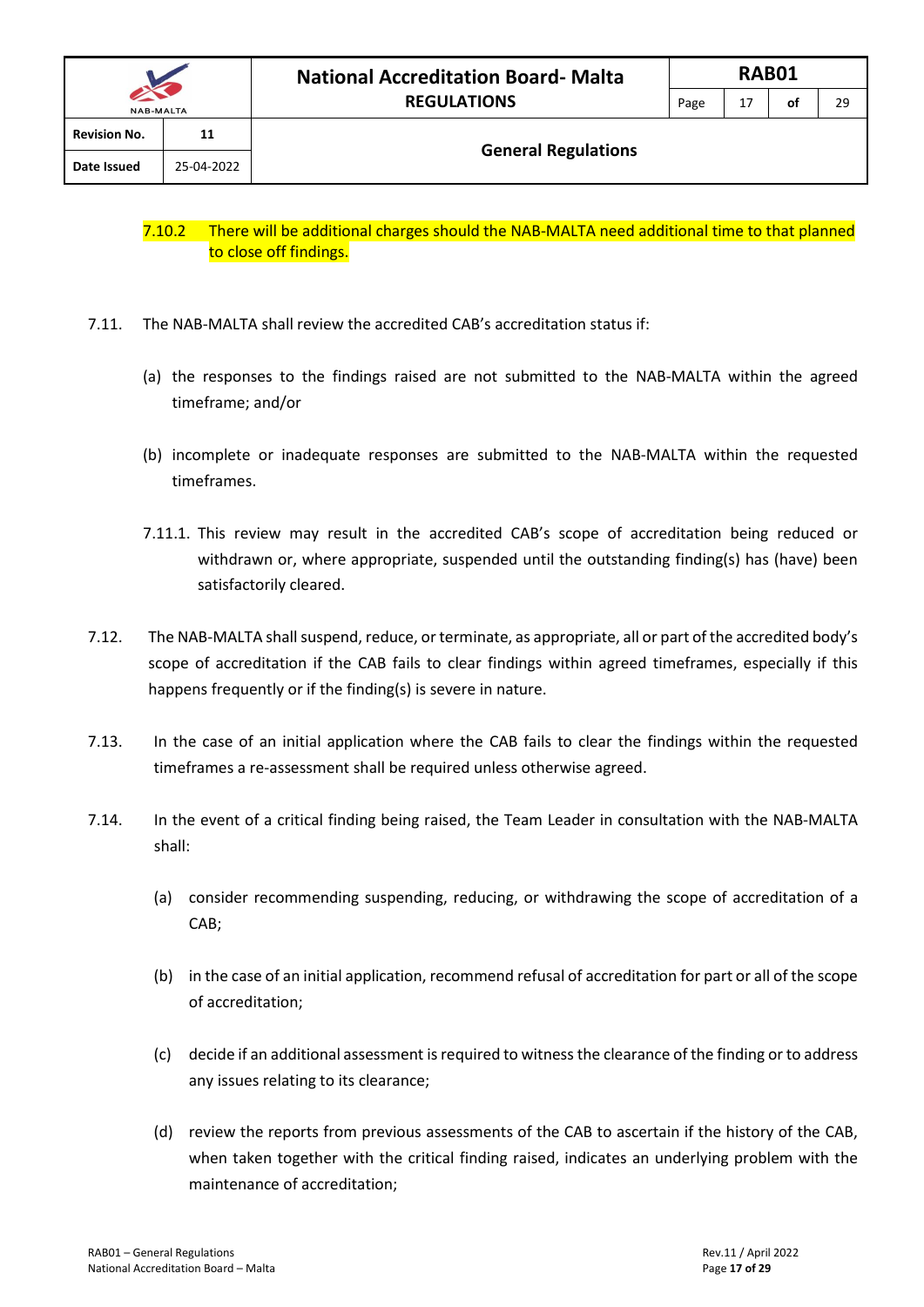7.10.2 There will be additional charges should the NAB-MALTA need additional time to that planned to close off findings.

7.11. The NAB-MALTA shall review the accredited CAB's accreditation status if:

(a) the responses to the findings raised are not submitted to the NAB-MALTA within the agreed timeframe; and/or

(b) incomplete or inadequate responses are submitted to the NAB-MALTA within the requested timeframes.

7.11.1. This review may result in the accredited CAB's scope of accreditation being reduced or withdrawn or, where appropriate, suspended until the outstanding finding(s) has (have) been satisfactorily cleared.

7.12. The NAB-MALTA shall suspend, reduce, or terminate, as appropriate, all or part of the accredited body's scope of accreditation if the CAB fails to clear findings within agreed timeframes, especially if this happens frequently or if the finding(s) is severe in nature.

7.13. In the case of an initial application where the CAB fails to clear the findings within the requested timeframes a re-assessment shall be required unless otherwise agreed.

7.14. In the event of a critical finding being raised, the Team Leader in consultation with the NAB-MALTA shall:

(a) consider recommending suspending, reducing, or withdrawing the scope of accreditation of a CAB;

(b) in the case of an initial application, recommend refusal of accreditation for part or all of the scope of accreditation;

(c) decide if an additional assessment is required to witness the clearance of the finding or to address any issues relating to its clearance;

(d) review the reports from previous assessments of the CAB to ascertain if the history of the CAB, when taken together with the critical finding raised, indicates an underlying problem with the maintenance of accreditation;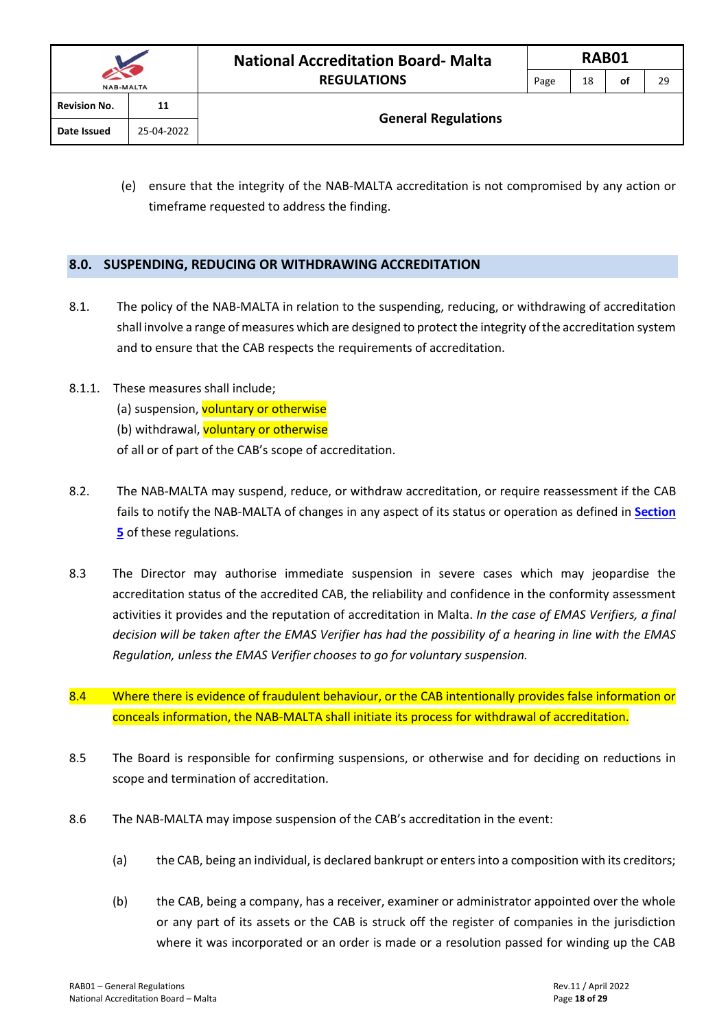(e) ensure that the integrity of the NAB-MALTA accreditation is not compromised by any action or timeframe requested to address the finding.

## 8.0. SUSPENDING, REDUCING OR WITHDRAWING ACCREDITATION

8.1. The policy of the NAB-MALTA in relation to the suspending, reducing, or withdrawing of accreditation shall involve a range of measures which are designed to protect the integrity of the accreditation system and to ensure that the CAB respects the requirements of accreditation.

8.1.1. These measures shall include;

(a) suspension, voluntary or otherwise

(b) withdrawal, voluntary or otherwise

of all or of part of the CAB's scope of accreditation.

8.2. The NAB-MALTA may suspend, reduce, or withdraw accreditation, or require reassessment if the CAB fails to notify the NAB-MALTA of changes in any aspect of its status or operation as defined in **Section 5** of these regulations.

8.3 The Director may authorise immediate suspension in severe cases which may jeopardise the accreditation status of the accredited CAB, the reliability and confidence in the conformity assessment activities it provides and the reputation of accreditation in Malta. *In the case of EMAS Verifiers, a final decision will be taken after the EMAS Verifier has had the possibility of a hearing in line with the EMAS Regulation, unless the EMAS Verifier chooses to go for voluntary suspension.*

8.4 Where there is evidence of fraudulent behaviour, or the CAB intentionally provides false information or conceals information, the NAB-MALTA shall initiate its process for withdrawal of accreditation.

8.5 The Board is responsible for confirming suspensions, or otherwise and for deciding on reductions in scope and termination of accreditation.

8.6 The NAB-MALTA may impose suspension of the CAB's accreditation in the event:

(a) the CAB, being an individual, is declared bankrupt or enters into a composition with its creditors;

(b) the CAB, being a company, has a receiver, examiner or administrator appointed over the whole or any part of its assets or the CAB is struck off the register of companies in the jurisdiction where it was incorporated or an order is made or a resolution passed for winding up the CAB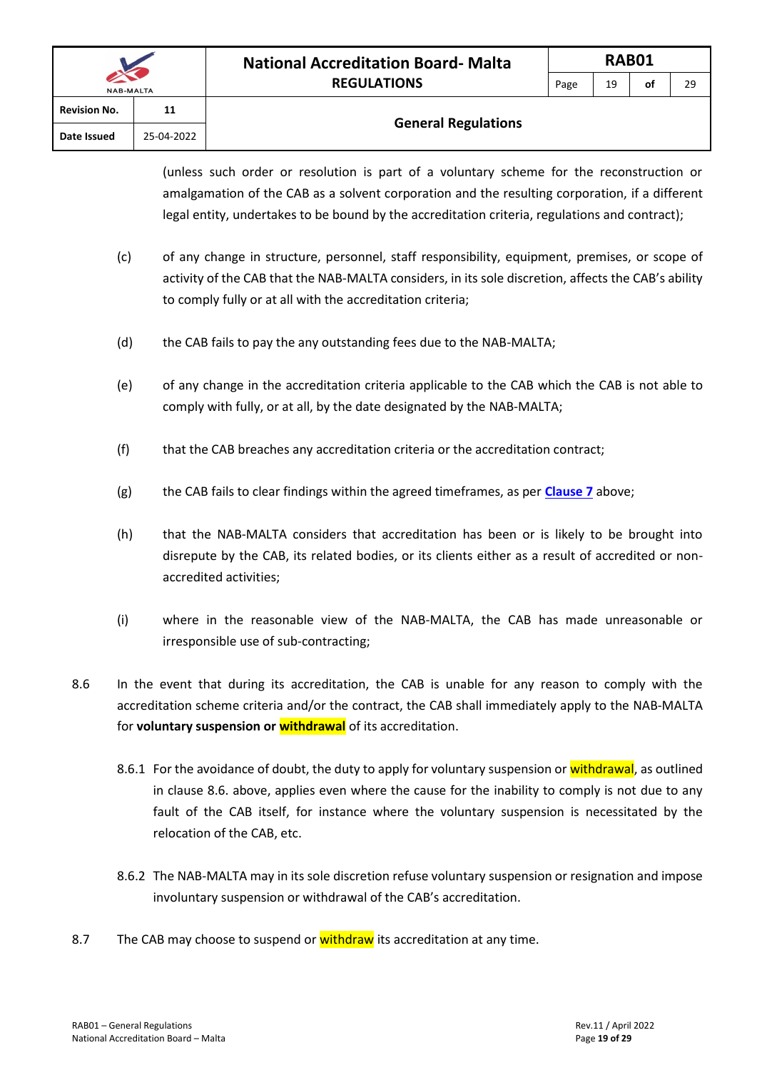(unless such order or resolution is part of a voluntary scheme for the reconstruction or amalgamation of the CAB as a solvent corporation and the resulting corporation, if a different legal entity, undertakes to be bound by the accreditation criteria, regulations and contract);

(c) of any change in structure, personnel, staff responsibility, equipment, premises, or scope of activity of the CAB that the NAB-MALTA considers, in its sole discretion, affects the CAB's ability to comply fully or at all with the accreditation criteria;

(d) the CAB fails to pay the any outstanding fees due to the NAB-MALTA;

(e) of any change in the accreditation criteria applicable to the CAB which the CAB is not able to comply with fully, or at all, by the date designated by the NAB-MALTA;

(f) that the CAB breaches any accreditation criteria or the accreditation contract;

(g) the CAB fails to clear findings within the agreed timeframes, as per **Clause 7** above;

(h) that the NAB-MALTA considers that accreditation has been or is likely to be brought into disrepute by the CAB, its related bodies, or its clients either as a result of accredited or non-accredited activities;

(i) where in the reasonable view of the NAB-MALTA, the CAB has made unreasonable or irresponsible use of sub-contracting;

8.6 In the event that during its accreditation, the CAB is unable for any reason to comply with the accreditation scheme criteria and/or the contract, the CAB shall immediately apply to the NAB-MALTA for **voluntary suspension or withdrawal** of its accreditation.

8.6.1 For the avoidance of doubt, the duty to apply for voluntary suspension or withdrawal, as outlined in clause 8.6. above, applies even where the cause for the inability to comply is not due to any fault of the CAB itself, for instance where the voluntary suspension is necessitated by the relocation of the CAB, etc.

8.6.2 The NAB-MALTA may in its sole discretion refuse voluntary suspension or resignation and impose involuntary suspension or withdrawal of the CAB's accreditation.

8.7 The CAB may choose to suspend or withdraw its accreditation at any time.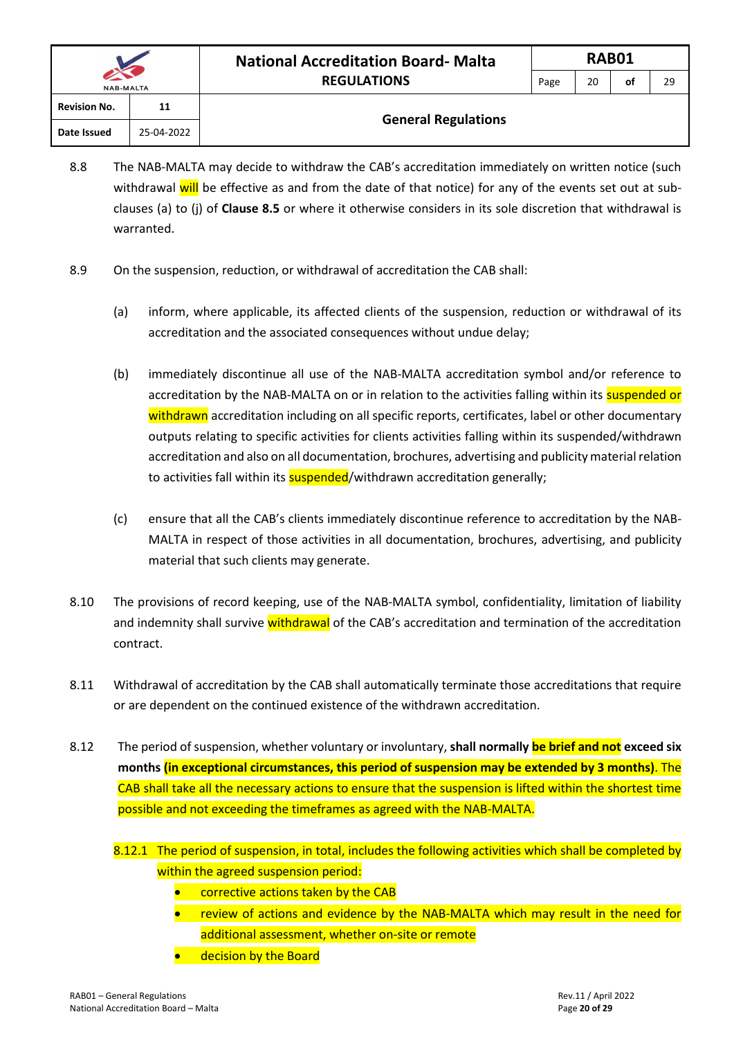8.8 The NAB-MALTA may decide to withdraw the CAB's accreditation immediately on written notice (such withdrawal will be effective as and from the date of that notice) for any of the events set out at sub-clauses (a) to (j) of **Clause 8.5** or where it otherwise considers in its sole discretion that withdrawal is warranted.

8.9 On the suspension, reduction, or withdrawal of accreditation the CAB shall:

(a) inform, where applicable, its affected clients of the suspension, reduction or withdrawal of its accreditation and the associated consequences without undue delay;

(b) immediately discontinue all use of the NAB-MALTA accreditation symbol and/or reference to accreditation by the NAB-MALTA on or in relation to the activities falling within its suspended or withdrawn accreditation including on all specific reports, certificates, label or other documentary outputs relating to specific activities for clients activities falling within its suspended/withdrawn accreditation and also on all documentation, brochures, advertising and publicity material relation to activities fall within its suspended/withdrawn accreditation generally;

(c) ensure that all the CAB's clients immediately discontinue reference to accreditation by the NAB-MALTA in respect of those activities in all documentation, brochures, advertising, and publicity material that such clients may generate.

8.10 The provisions of record keeping, use of the NAB-MALTA symbol, confidentiality, limitation of liability and indemnity shall survive withdrawal of the CAB's accreditation and termination of the accreditation contract.

8.11 Withdrawal of accreditation by the CAB shall automatically terminate those accreditations that require or are dependent on the continued existence of the withdrawn accreditation.

8.12 The period of suspension, whether voluntary or involuntary, **shall normally be brief and not exceed six months (in exceptional circumstances, this period of suspension may be extended by 3 months)**. The CAB shall take all the necessary actions to ensure that the suspension is lifted within the shortest time possible and not exceeding the timeframes as agreed with the NAB-MALTA.

8.12.1 The period of suspension, in total, includes the following activities which shall be completed by within the agreed suspension period:

- corrective actions taken by the CAB
- review of actions and evidence by the NAB-MALTA which may result in the need for additional assessment, whether on-site or remote
- decision by the Board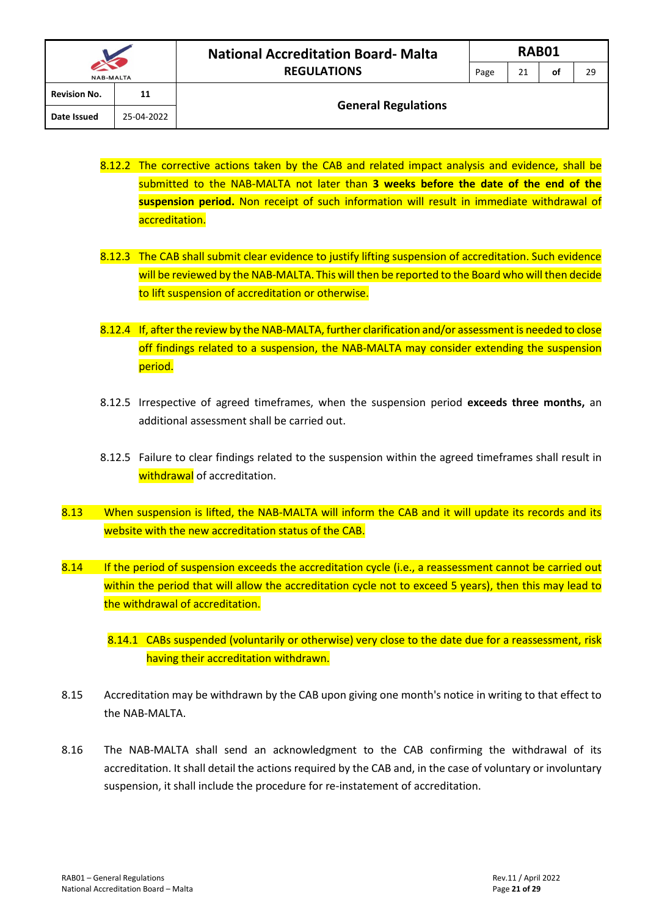8.12.2 The corrective actions taken by the CAB and related impact analysis and evidence, shall be submitted to the NAB-MALTA not later than **3 weeks before the date of the end of the suspension period.** Non receipt of such information will result in immediate withdrawal of accreditation.

8.12.3 The CAB shall submit clear evidence to justify lifting suspension of accreditation. Such evidence will be reviewed by the NAB-MALTA. This will then be reported to the Board who will then decide to lift suspension of accreditation or otherwise.

8.12.4 If, after the review by the NAB-MALTA, further clarification and/or assessment is needed to close off findings related to a suspension, the NAB-MALTA may consider extending the suspension period.

8.12.5 Irrespective of agreed timeframes, when the suspension period **exceeds three months,** an additional assessment shall be carried out.

8.12.5 Failure to clear findings related to the suspension within the agreed timeframes shall result in withdrawal of accreditation.

8.13 When suspension is lifted, the NAB-MALTA will inform the CAB and it will update its records and its website with the new accreditation status of the CAB.

8.14 If the period of suspension exceeds the accreditation cycle (i.e., a reassessment cannot be carried out within the period that will allow the accreditation cycle not to exceed 5 years), then this may lead to the withdrawal of accreditation.

8.14.1 CABs suspended (voluntarily or otherwise) very close to the date due for a reassessment, risk having their accreditation withdrawn.

8.15 Accreditation may be withdrawn by the CAB upon giving one month's notice in writing to that effect to the NAB-MALTA.

8.16 The NAB-MALTA shall send an acknowledgment to the CAB confirming the withdrawal of its accreditation. It shall detail the actions required by the CAB and, in the case of voluntary or involuntary suspension, it shall include the procedure for re-instatement of accreditation.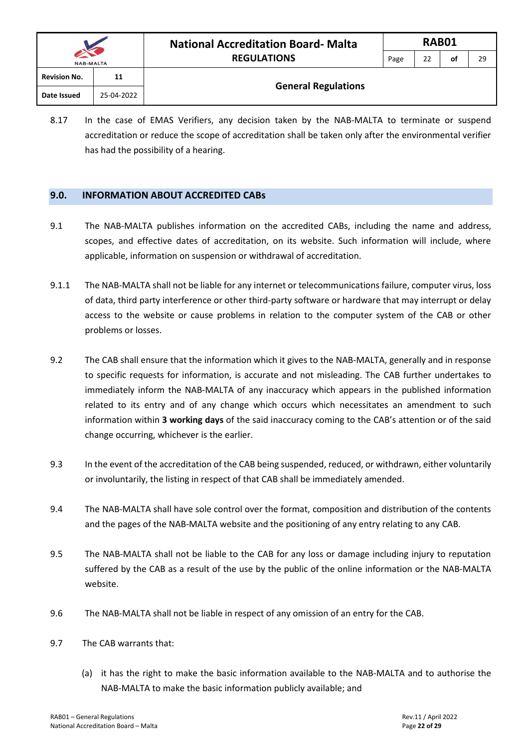8.17 In the case of EMAS Verifiers, any decision taken by the NAB-MALTA to terminate or suspend accreditation or reduce the scope of accreditation shall be taken only after the environmental verifier has had the possibility of a hearing.

## 9.0. INFORMATION ABOUT ACCREDITED CABs

9.1 The NAB-MALTA publishes information on the accredited CABs, including the name and address, scopes, and effective dates of accreditation, on its website. Such information will include, where applicable, information on suspension or withdrawal of accreditation.

9.1.1 The NAB-MALTA shall not be liable for any internet or telecommunications failure, computer virus, loss of data, third party interference or other third-party software or hardware that may interrupt or delay access to the website or cause problems in relation to the computer system of the CAB or other problems or losses.

9.2 The CAB shall ensure that the information which it gives to the NAB-MALTA, generally and in response to specific requests for information, is accurate and not misleading. The CAB further undertakes to immediately inform the NAB-MALTA of any inaccuracy which appears in the published information related to its entry and of any change which occurs which necessitates an amendment to such information within **3 working days** of the said inaccuracy coming to the CAB's attention or of the said change occurring, whichever is the earlier.

9.3 In the event of the accreditation of the CAB being suspended, reduced, or withdrawn, either voluntarily or involuntarily, the listing in respect of that CAB shall be immediately amended.

9.4 The NAB-MALTA shall have sole control over the format, composition and distribution of the contents and the pages of the NAB-MALTA website and the positioning of any entry relating to any CAB.

9.5 The NAB-MALTA shall not be liable to the CAB for any loss or damage including injury to reputation suffered by the CAB as a result of the use by the public of the online information or the NAB-MALTA website.

9.6 The NAB-MALTA shall not be liable in respect of any omission of an entry for the CAB.

9.7 The CAB warrants that:

(a) it has the right to make the basic information available to the NAB-MALTA and to authorise the NAB-MALTA to make the basic information publicly available; and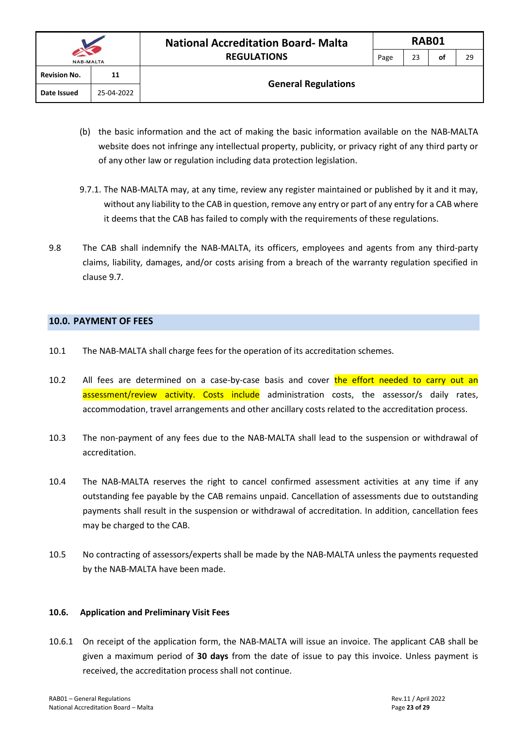(b) the basic information and the act of making the basic information available on the NAB-MALTA website does not infringe any intellectual property, publicity, or privacy right of any third party or of any other law or regulation including data protection legislation.

9.7.1. The NAB-MALTA may, at any time, review any register maintained or published by it and it may, without any liability to the CAB in question, remove any entry or part of any entry for a CAB where it deems that the CAB has failed to comply with the requirements of these regulations.

9.8 The CAB shall indemnify the NAB-MALTA, its officers, employees and agents from any third-party claims, liability, damages, and/or costs arising from a breach of the warranty regulation specified in clause 9.7.

## 10.0. PAYMENT OF FEES

10.1 The NAB-MALTA shall charge fees for the operation of its accreditation schemes.

10.2 All fees are determined on a case-by-case basis and cover the effort needed to carry out an assessment/review activity. Costs include administration costs, the assessor/s daily rates, accommodation, travel arrangements and other ancillary costs related to the accreditation process.

10.3 The non-payment of any fees due to the NAB-MALTA shall lead to the suspension or withdrawal of accreditation.

10.4 The NAB-MALTA reserves the right to cancel confirmed assessment activities at any time if any outstanding fee payable by the CAB remains unpaid. Cancellation of assessments due to outstanding payments shall result in the suspension or withdrawal of accreditation. In addition, cancellation fees may be charged to the CAB.

10.5 No contracting of assessors/experts shall be made by the NAB-MALTA unless the payments requested by the NAB-MALTA have been made.

### 10.6. Application and Preliminary Visit Fees

10.6.1 On receipt of the application form, the NAB-MALTA will issue an invoice. The applicant CAB shall be given a maximum period of **30 days** from the date of issue to pay this invoice. Unless payment is received, the accreditation process shall not continue.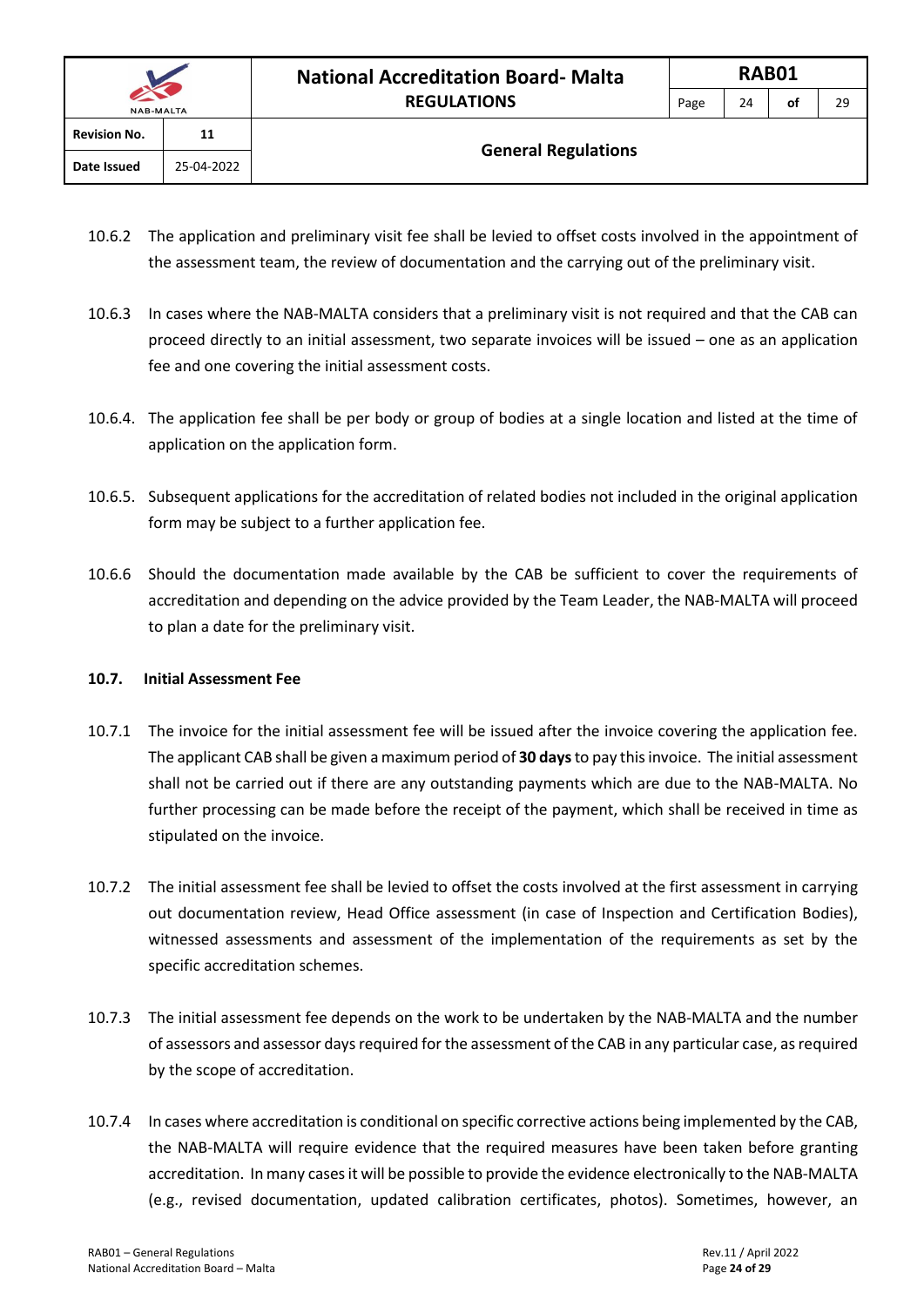10.6.2 The application and preliminary visit fee shall be levied to offset costs involved in the appointment of the assessment team, the review of documentation and the carrying out of the preliminary visit.

10.6.3 In cases where the NAB-MALTA considers that a preliminary visit is not required and that the CAB can proceed directly to an initial assessment, two separate invoices will be issued – one as an application fee and one covering the initial assessment costs.

10.6.4. The application fee shall be per body or group of bodies at a single location and listed at the time of application on the application form.

10.6.5. Subsequent applications for the accreditation of related bodies not included in the original application form may be subject to a further application fee.

10.6.6 Should the documentation made available by the CAB be sufficient to cover the requirements of accreditation and depending on the advice provided by the Team Leader, the NAB-MALTA will proceed to plan a date for the preliminary visit.

**10.7. Initial Assessment Fee**

10.7.1 The invoice for the initial assessment fee will be issued after the invoice covering the application fee. The applicant CAB shall be given a maximum period of **30 days** to pay this invoice. The initial assessment shall not be carried out if there are any outstanding payments which are due to the NAB-MALTA. No further processing can be made before the receipt of the payment, which shall be received in time as stipulated on the invoice.

10.7.2 The initial assessment fee shall be levied to offset the costs involved at the first assessment in carrying out documentation review, Head Office assessment (in case of Inspection and Certification Bodies), witnessed assessments and assessment of the implementation of the requirements as set by the specific accreditation schemes.

10.7.3 The initial assessment fee depends on the work to be undertaken by the NAB-MALTA and the number of assessors and assessor days required for the assessment of the CAB in any particular case, as required by the scope of accreditation.

10.7.4 In cases where accreditation is conditional on specific corrective actions being implemented by the CAB, the NAB-MALTA will require evidence that the required measures have been taken before granting accreditation. In many cases it will be possible to provide the evidence electronically to the NAB-MALTA (e.g., revised documentation, updated calibration certificates, photos). Sometimes, however, an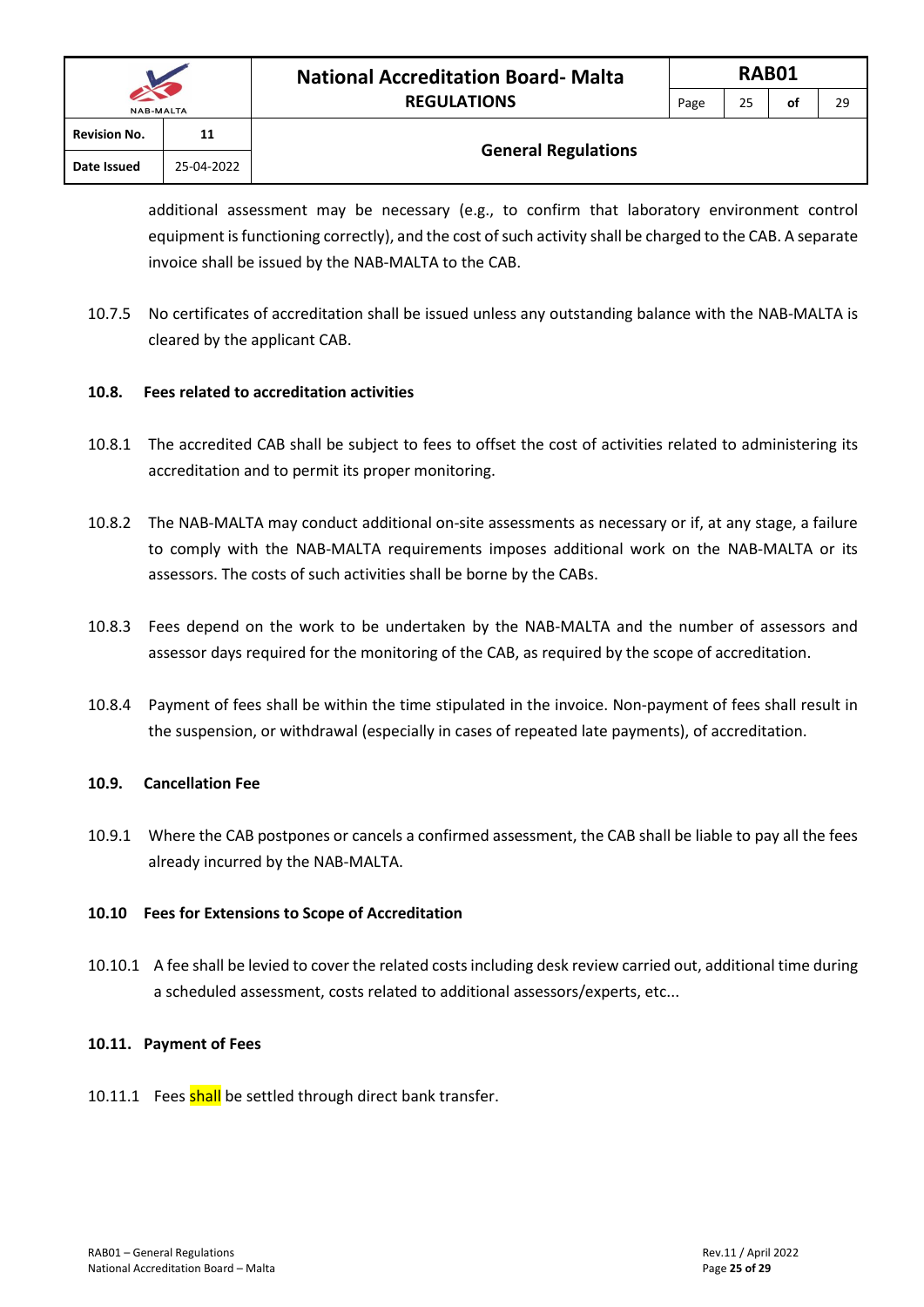additional assessment may be necessary (e.g., to confirm that laboratory environment control equipment is functioning correctly), and the cost of such activity shall be charged to the CAB. A separate invoice shall be issued by the NAB-MALTA to the CAB.

10.7.5 No certificates of accreditation shall be issued unless any outstanding balance with the NAB-MALTA is cleared by the applicant CAB.

**10.8. Fees related to accreditation activities**

10.8.1 The accredited CAB shall be subject to fees to offset the cost of activities related to administering its accreditation and to permit its proper monitoring.

10.8.2 The NAB-MALTA may conduct additional on-site assessments as necessary or if, at any stage, a failure to comply with the NAB-MALTA requirements imposes additional work on the NAB-MALTA or its assessors. The costs of such activities shall be borne by the CABs.

10.8.3 Fees depend on the work to be undertaken by the NAB-MALTA and the number of assessors and assessor days required for the monitoring of the CAB, as required by the scope of accreditation.

10.8.4 Payment of fees shall be within the time stipulated in the invoice. Non-payment of fees shall result in the suspension, or withdrawal (especially in cases of repeated late payments), of accreditation.

**10.9. Cancellation Fee**

10.9.1 Where the CAB postpones or cancels a confirmed assessment, the CAB shall be liable to pay all the fees already incurred by the NAB-MALTA.

**10.10 Fees for Extensions to Scope of Accreditation**

10.10.1 A fee shall be levied to cover the related costs including desk review carried out, additional time during a scheduled assessment, costs related to additional assessors/experts, etc...

**10.11. Payment of Fees**

10.11.1 Fees shall be settled through direct bank transfer.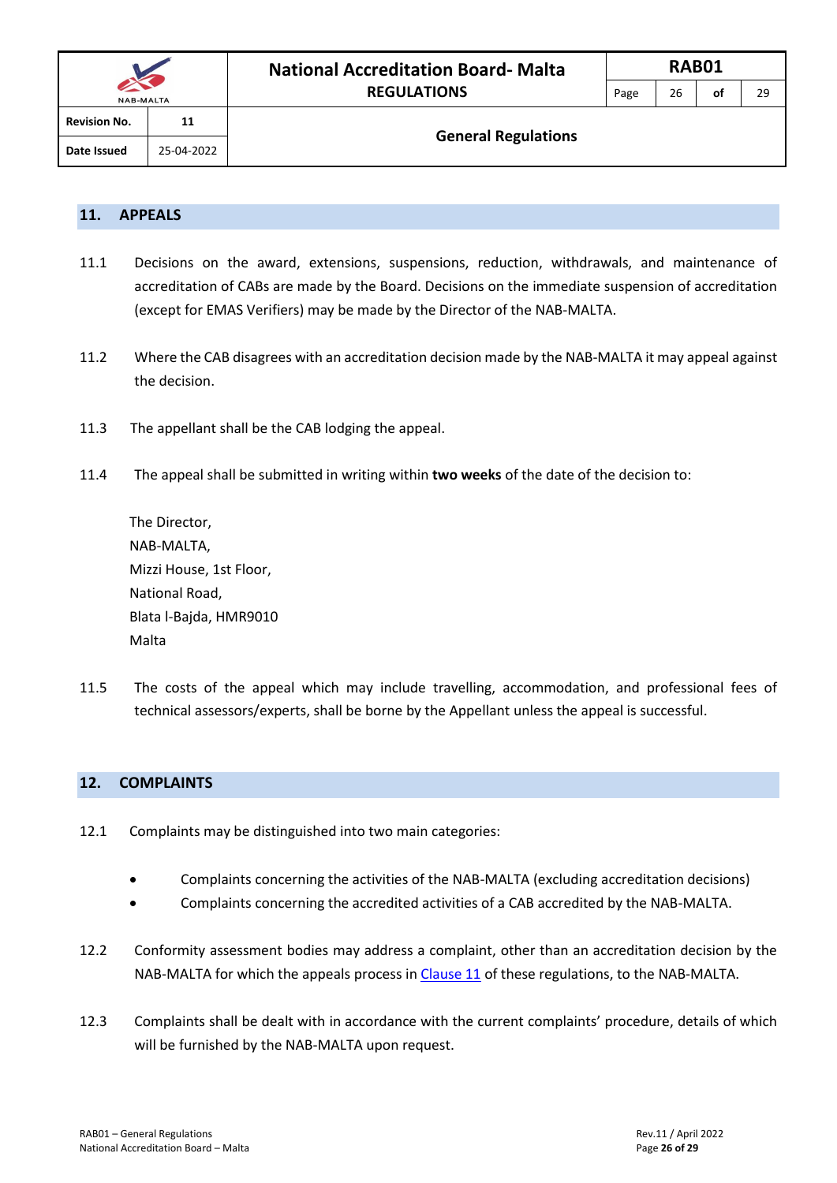## 11. APPEALS

11.1 Decisions on the award, extensions, suspensions, reduction, withdrawals, and maintenance of accreditation of CABs are made by the Board. Decisions on the immediate suspension of accreditation (except for EMAS Verifiers) may be made by the Director of the NAB-MALTA.

11.2 Where the CAB disagrees with an accreditation decision made by the NAB-MALTA it may appeal against the decision.

11.3 The appellant shall be the CAB lodging the appeal.

11.4 The appeal shall be submitted in writing within **two weeks** of the date of the decision to:

The Director,
NAB-MALTA,
Mizzi House, 1st Floor,
National Road,
Blata l-Bajda, HMR9010
Malta

11.5 The costs of the appeal which may include travelling, accommodation, and professional fees of technical assessors/experts, shall be borne by the Appellant unless the appeal is successful.

## 12. COMPLAINTS

12.1 Complaints may be distinguished into two main categories:

- Complaints concerning the activities of the NAB-MALTA (excluding accreditation decisions)
- Complaints concerning the accredited activities of a CAB accredited by the NAB-MALTA.

12.2 Conformity assessment bodies may address a complaint, other than an accreditation decision by the NAB-MALTA for which the appeals process in Clause 11 of these regulations, to the NAB-MALTA.

12.3 Complaints shall be dealt with in accordance with the current complaints' procedure, details of which will be furnished by the NAB-MALTA upon request.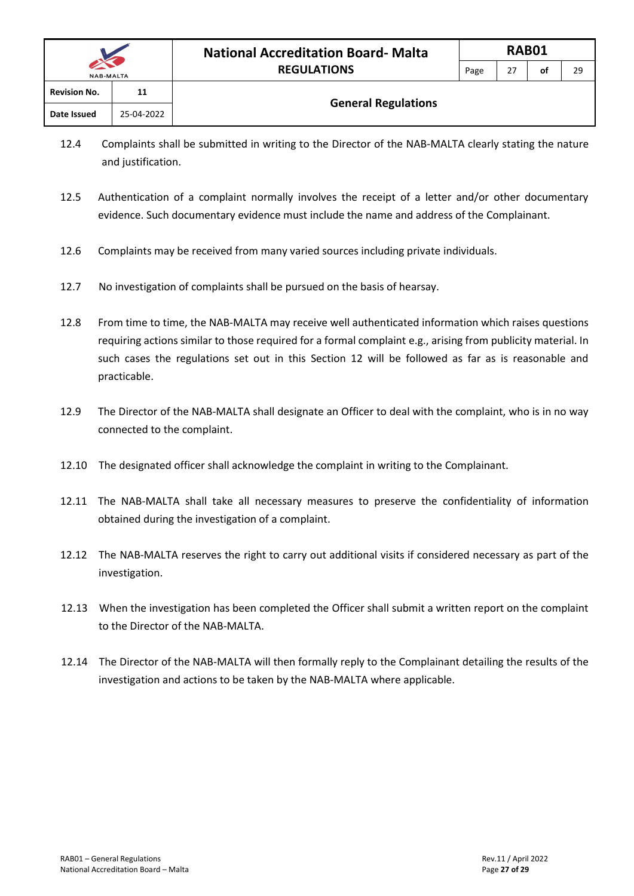12.4 Complaints shall be submitted in writing to the Director of the NAB-MALTA clearly stating the nature and justification.

12.5 Authentication of a complaint normally involves the receipt of a letter and/or other documentary evidence. Such documentary evidence must include the name and address of the Complainant.

12.6 Complaints may be received from many varied sources including private individuals.

12.7 No investigation of complaints shall be pursued on the basis of hearsay.

12.8 From time to time, the NAB-MALTA may receive well authenticated information which raises questions requiring actions similar to those required for a formal complaint e.g., arising from publicity material. In such cases the regulations set out in this Section 12 will be followed as far as is reasonable and practicable.

12.9 The Director of the NAB-MALTA shall designate an Officer to deal with the complaint, who is in no way connected to the complaint.

12.10 The designated officer shall acknowledge the complaint in writing to the Complainant.

12.11 The NAB-MALTA shall take all necessary measures to preserve the confidentiality of information obtained during the investigation of a complaint.

12.12 The NAB-MALTA reserves the right to carry out additional visits if considered necessary as part of the investigation.

12.13 When the investigation has been completed the Officer shall submit a written report on the complaint to the Director of the NAB-MALTA.

12.14 The Director of the NAB-MALTA will then formally reply to the Complainant detailing the results of the investigation and actions to be taken by the NAB-MALTA where applicable.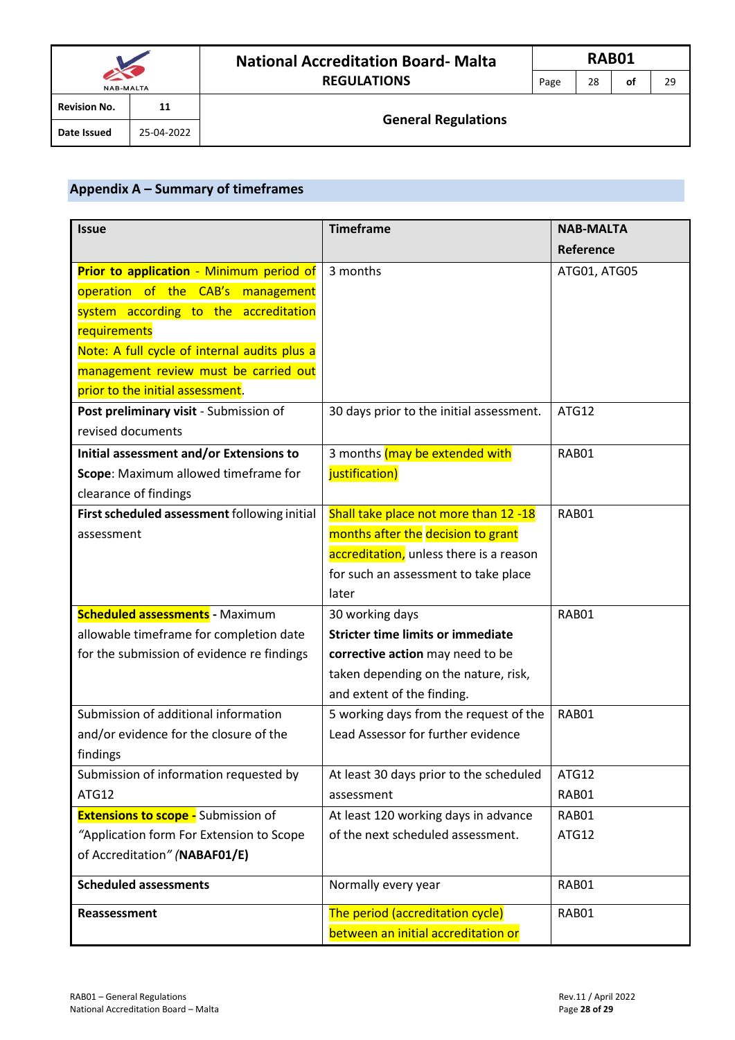## Appendix A – Summary of timeframes

| Issue | Timeframe | NAB-MALTA Reference |
|---|---|---|
| **Prior to application** - Minimum period of operation of the CAB's management system according to the accreditation requirements<br>Note: A full cycle of internal audits plus a management review must be carried out prior to the initial assessment. | 3 months | ATG01, ATG05 |
| **Post preliminary visit** - Submission of revised documents | 30 days prior to the initial assessment. | ATG12 |
| **Initial assessment and/or Extensions to Scope**: Maximum allowed timeframe for clearance of findings | 3 months (may be extended with justification) | RAB01 |
| **First scheduled assessment** following initial assessment | Shall take place not more than 12 -18 months after the decision to grant accreditation, unless there is a reason for such an assessment to take place later | RAB01 |
| **Scheduled assessments** - Maximum allowable timeframe for completion date for the submission of evidence re findings | 30 working days<br>**Stricter time limits or immediate corrective action** may need to be taken depending on the nature, risk, and extent of the finding. | RAB01 |
| Submission of additional information and/or evidence for the closure of the findings | 5 working days from the request of the Lead Assessor for further evidence | RAB01 |
| Submission of information requested by ATG12 | At least 30 days prior to the scheduled assessment | ATG12<br>RAB01 |
| **Extensions to scope -** Submission of *"Application form For Extension to Scope of Accreditation" (***NABAF01/E)** | At least 120 working days in advance of the next scheduled assessment. | RAB01<br>ATG12 |
| **Scheduled assessments** | Normally every year | RAB01 |
| **Reassessment** | The period (accreditation cycle) between an initial accreditation or | RAB01 |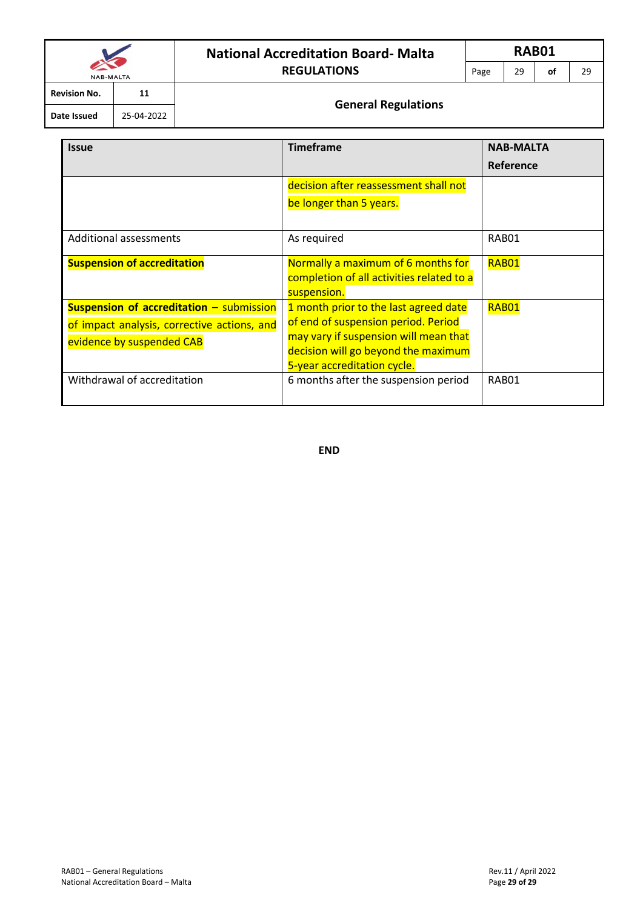| Issue | Timeframe | NAB-MALTA Reference |
|---|---|---|
| | decision after reassessment shall not be longer than 5 years. | |
| Additional assessments | As required | RAB01 |
| **Suspension of accreditation** | Normally a maximum of 6 months for completion of all activities related to a suspension. | RAB01 |
| **Suspension of accreditation** – submission of impact analysis, corrective actions, and evidence by suspended CAB | 1 month prior to the last agreed date of end of suspension period. Period may vary if suspension will mean that decision will go beyond the maximum 5-year accreditation cycle. | RAB01 |
| Withdrawal of accreditation | 6 months after the suspension period | RAB01 |

**END**